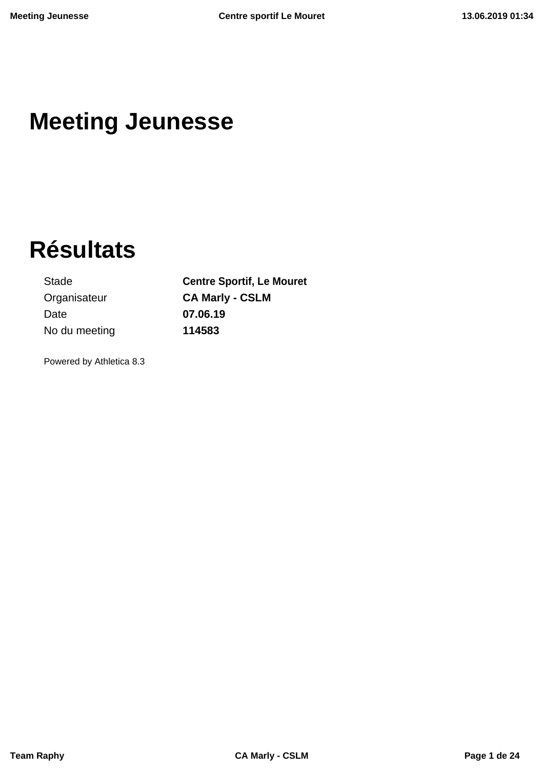# Meeting Jeunesse

# Résultats

| | |
|---|---|
| Stade | **Centre Sportif, Le Mouret** |
| Organisateur | **CA Marly - CSLM** |
| Date | **07.06.19** |
| No du meeting | **114583** |

Powered by Athletica 8.3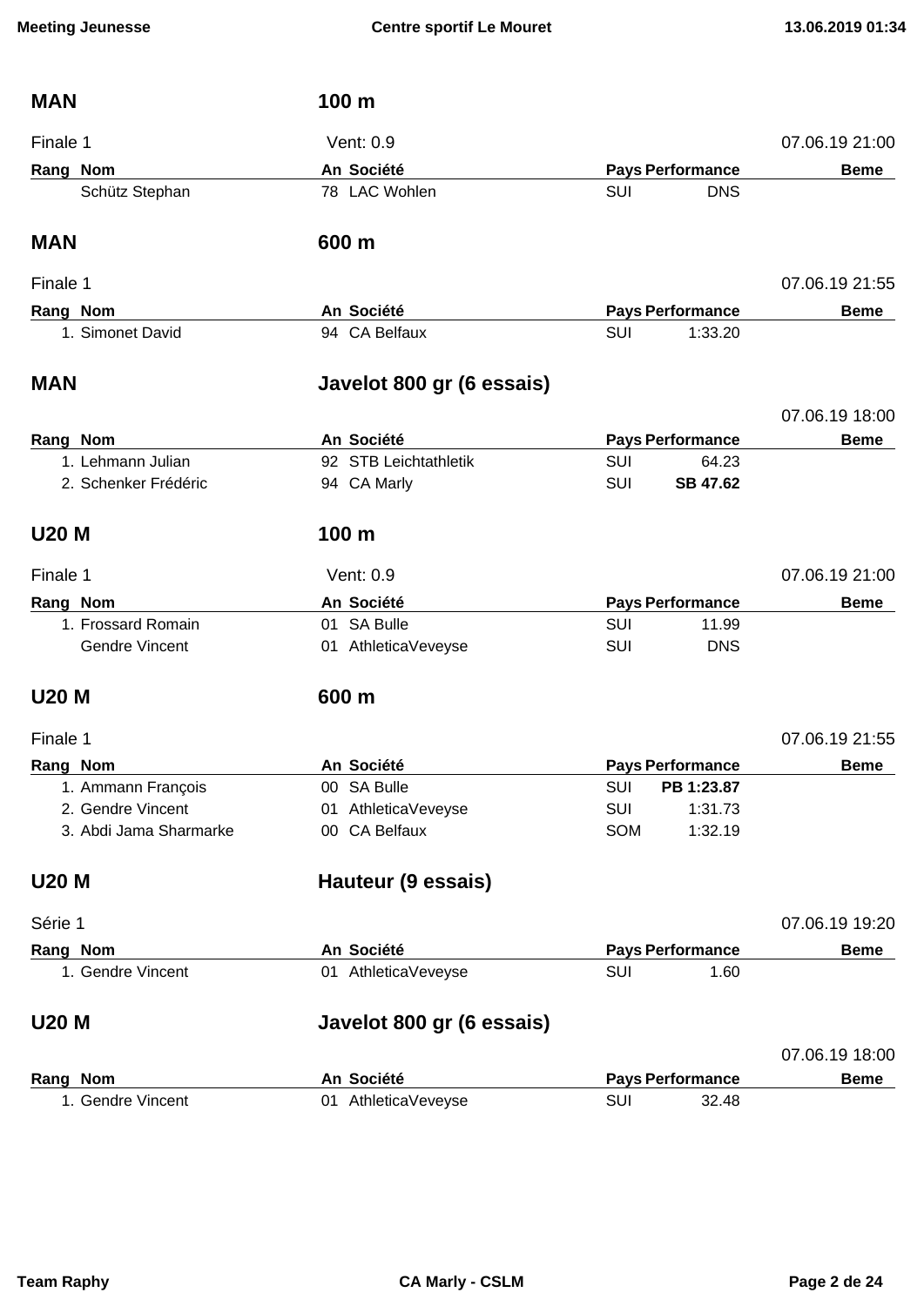## MAN — 100 m

Finale 1 — Vent: 0.9 — 07.06.19 21:00

| Rang | Nom | An | Société | Pays | Performance | Beme |
|---|---|---|---|---|---|---|
| | Schütz Stephan | 78 | LAC Wohlen | SUI | DNS | |

## MAN — 600 m

Finale 1 — 07.06.19 21:55

| Rang | Nom | An | Société | Pays | Performance | Beme |
|---|---|---|---|---|---|---|
| 1. | Simonet David | 94 | CA Belfaux | SUI | 1:33.20 | |

## MAN — Javelot 800 gr (6 essais)

07.06.19 18:00

| Rang | Nom | An | Société | Pays | Performance | Beme |
|---|---|---|---|---|---|---|
| 1. | Lehmann Julian | 92 | STB Leichtathletik | SUI | 64.23 | |
| 2. | Schenker Frédéric | 94 | CA Marly | SUI | **SB 47.62** | |

## U20 M — 100 m

Finale 1 — Vent: 0.9 — 07.06.19 21:00

| Rang | Nom | An | Société | Pays | Performance | Beme |
|---|---|---|---|---|---|---|
| 1. | Frossard Romain | 01 | SA Bulle | SUI | 11.99 | |
| | Gendre Vincent | 01 | AthleticaVeveyse | SUI | DNS | |

## U20 M — 600 m

Finale 1 — 07.06.19 21:55

| Rang | Nom | An | Société | Pays | Performance | Beme |
|---|---|---|---|---|---|---|
| 1. | Ammann François | 00 | SA Bulle | SUI | **PB 1:23.87** | |
| 2. | Gendre Vincent | 01 | AthleticaVeveyse | SUI | 1:31.73 | |
| 3. | Abdi Jama Sharmarke | 00 | CA Belfaux | SOM | 1:32.19 | |

## U20 M — Hauteur (9 essais)

Série 1 — 07.06.19 19:20

| Rang | Nom | An | Société | Pays | Performance | Beme |
|---|---|---|---|---|---|---|
| 1. | Gendre Vincent | 01 | AthleticaVeveyse | SUI | 1.60 | |

## U20 M — Javelot 800 gr (6 essais)

07.06.19 18:00

| Rang | Nom | An | Société | Pays | Performance | Beme |
|---|---|---|---|---|---|---|
| 1. | Gendre Vincent | 01 | AthleticaVeveyse | SUI | 32.48 | |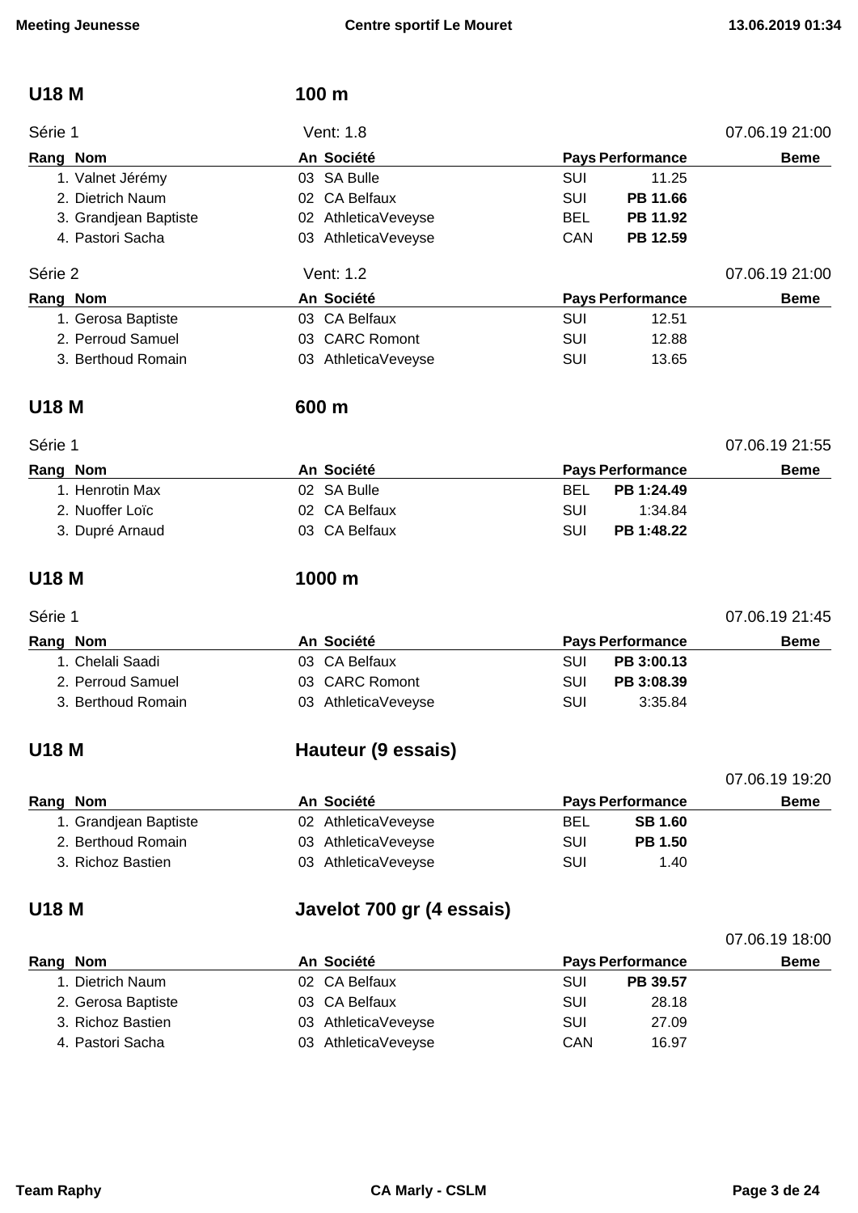## U18 M — 100 m

Série 1 — Vent: 1.8 — 07.06.19 21:00

| Rang | Nom | An | Société | Pays | Performance | Beme |
|---|---|---|---|---|---|---|
| 1. | Valnet Jérémy | 03 | SA Bulle | SUI | 11.25 | |
| 2. | Dietrich Naum | 02 | CA Belfaux | SUI | **PB 11.66** | |
| 3. | Grandjean Baptiste | 02 | AthleticaVeveyse | BEL | **PB 11.92** | |
| 4. | Pastori Sacha | 03 | AthleticaVeveyse | CAN | **PB 12.59** | |

Série 2 — Vent: 1.2 — 07.06.19 21:00

| Rang | Nom | An | Société | Pays | Performance | Beme |
|---|---|---|---|---|---|---|
| 1. | Gerosa Baptiste | 03 | CA Belfaux | SUI | 12.51 | |
| 2. | Perroud Samuel | 03 | CARC Romont | SUI | 12.88 | |
| 3. | Berthoud Romain | 03 | AthleticaVeveyse | SUI | 13.65 | |

## U18 M — 600 m

Série 1 — 07.06.19 21:55

| Rang | Nom | An | Société | Pays | Performance | Beme |
|---|---|---|---|---|---|---|
| 1. | Henrotin Max | 02 | SA Bulle | BEL | **PB 1:24.49** | |
| 2. | Nuoffer Loïc | 02 | CA Belfaux | SUI | 1:34.84 | |
| 3. | Dupré Arnaud | 03 | CA Belfaux | SUI | **PB 1:48.22** | |

## U18 M — 1000 m

Série 1 — 07.06.19 21:45

| Rang | Nom | An | Société | Pays | Performance | Beme |
|---|---|---|---|---|---|---|
| 1. | Chelali Saadi | 03 | CA Belfaux | SUI | **PB 3:00.13** | |
| 2. | Perroud Samuel | 03 | CARC Romont | SUI | **PB 3:08.39** | |
| 3. | Berthoud Romain | 03 | AthleticaVeveyse | SUI | 3:35.84 | |

## U18 M — Hauteur (9 essais)

07.06.19 19:20

| Rang | Nom | An | Société | Pays | Performance | Beme |
|---|---|---|---|---|---|---|
| 1. | Grandjean Baptiste | 02 | AthleticaVeveyse | BEL | **SB 1.60** | |
| 2. | Berthoud Romain | 03 | AthleticaVeveyse | SUI | **PB 1.50** | |
| 3. | Richoz Bastien | 03 | AthleticaVeveyse | SUI | 1.40 | |

## U18 M — Javelot 700 gr (4 essais)

07.06.19 18:00

| Rang | Nom | An | Société | Pays | Performance | Beme |
|---|---|---|---|---|---|---|
| 1. | Dietrich Naum | 02 | CA Belfaux | SUI | **PB 39.57** | |
| 2. | Gerosa Baptiste | 03 | CA Belfaux | SUI | 28.18 | |
| 3. | Richoz Bastien | 03 | AthleticaVeveyse | SUI | 27.09 | |
| 4. | Pastori Sacha | 03 | AthleticaVeveyse | CAN | 16.97 | |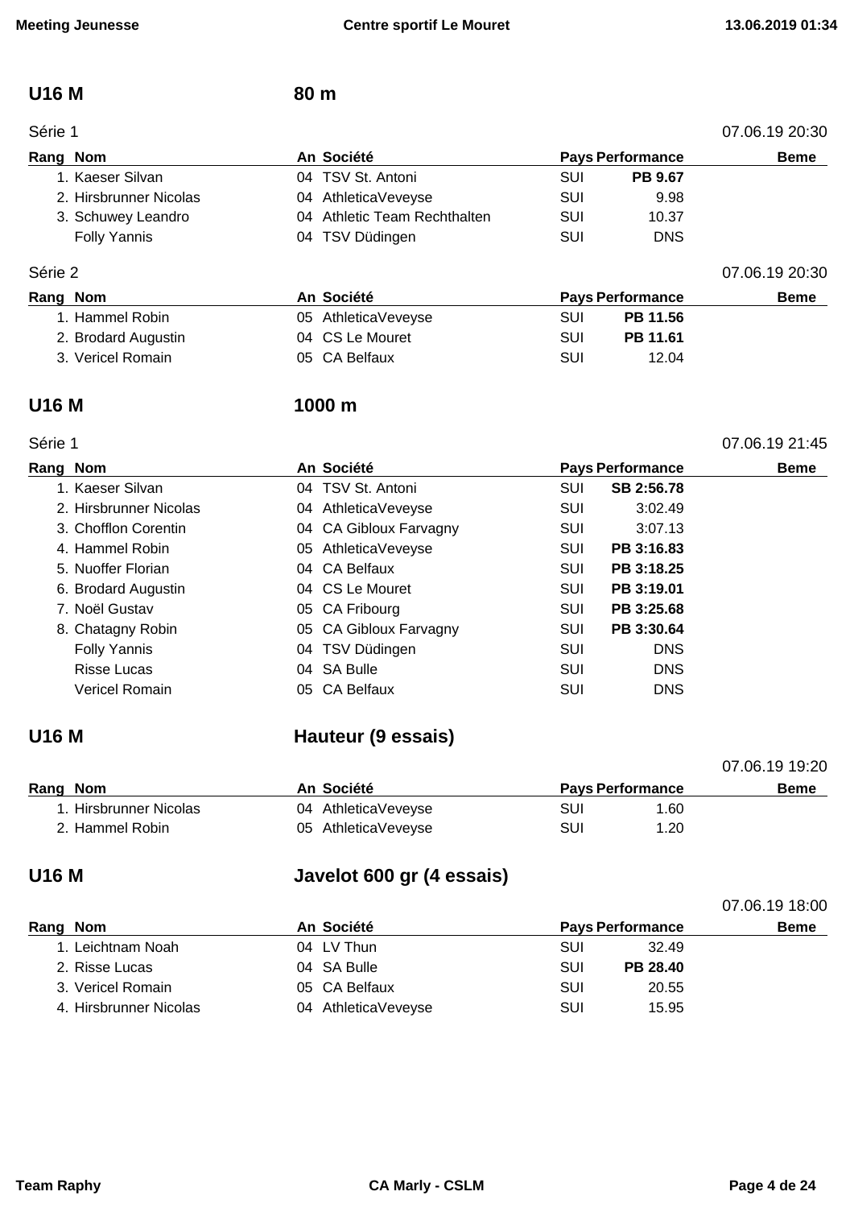## U16 M — 80 m

Série 1 — 07.06.19 20:30

| Rang | Nom | An | Société | Pays | Performance | Beme |
|---|---|---|---|---|---|---|
| 1. | Kaeser Silvan | 04 | TSV St. Antoni | SUI | **PB 9.67** | |
| 2. | Hirsbrunner Nicolas | 04 | AthleticaVeveyse | SUI | 9.98 | |
| 3. | Schuwey Leandro | 04 | Athletic Team Rechthalten | SUI | 10.37 | |
| | Folly Yannis | 04 | TSV Düdingen | SUI | DNS | |

Série 2 — 07.06.19 20:30

| Rang | Nom | An | Société | Pays | Performance | Beme |
|---|---|---|---|---|---|---|
| 1. | Hammel Robin | 05 | AthleticaVeveyse | SUI | **PB 11.56** | |
| 2. | Brodard Augustin | 04 | CS Le Mouret | SUI | **PB 11.61** | |
| 3. | Vericel Romain | 05 | CA Belfaux | SUI | 12.04 | |

## U16 M — 1000 m

Série 1 — 07.06.19 21:45

| Rang | Nom | An | Société | Pays | Performance | Beme |
|---|---|---|---|---|---|---|
| 1. | Kaeser Silvan | 04 | TSV St. Antoni | SUI | **SB 2:56.78** | |
| 2. | Hirsbrunner Nicolas | 04 | AthleticaVeveyse | SUI | 3:02.49 | |
| 3. | Chofflon Corentin | 04 | CA Gibloux Farvagny | SUI | 3:07.13 | |
| 4. | Hammel Robin | 05 | AthleticaVeveyse | SUI | **PB 3:16.83** | |
| 5. | Nuoffer Florian | 04 | CA Belfaux | SUI | **PB 3:18.25** | |
| 6. | Brodard Augustin | 04 | CS Le Mouret | SUI | **PB 3:19.01** | |
| 7. | Noël Gustav | 05 | CA Fribourg | SUI | **PB 3:25.68** | |
| 8. | Chatagny Robin | 05 | CA Gibloux Farvagny | SUI | **PB 3:30.64** | |
| | Folly Yannis | 04 | TSV Düdingen | SUI | DNS | |
| | Risse Lucas | 04 | SA Bulle | SUI | DNS | |
| | Vericel Romain | 05 | CA Belfaux | SUI | DNS | |

## U16 M — Hauteur (9 essais)

07.06.19 19:20

| Rang | Nom | An | Société | Pays | Performance | Beme |
|---|---|---|---|---|---|---|
| 1. | Hirsbrunner Nicolas | 04 | AthleticaVeveyse | SUI | 1.60 | |
| 2. | Hammel Robin | 05 | AthleticaVeveyse | SUI | 1.20 | |

## U16 M — Javelot 600 gr (4 essais)

07.06.19 18:00

| Rang | Nom | An | Société | Pays | Performance | Beme |
|---|---|---|---|---|---|---|
| 1. | Leichtnam Noah | 04 | LV Thun | SUI | 32.49 | |
| 2. | Risse Lucas | 04 | SA Bulle | SUI | **PB 28.40** | |
| 3. | Vericel Romain | 05 | CA Belfaux | SUI | 20.55 | |
| 4. | Hirsbrunner Nicolas | 04 | AthleticaVeveyse | SUI | 15.95 | |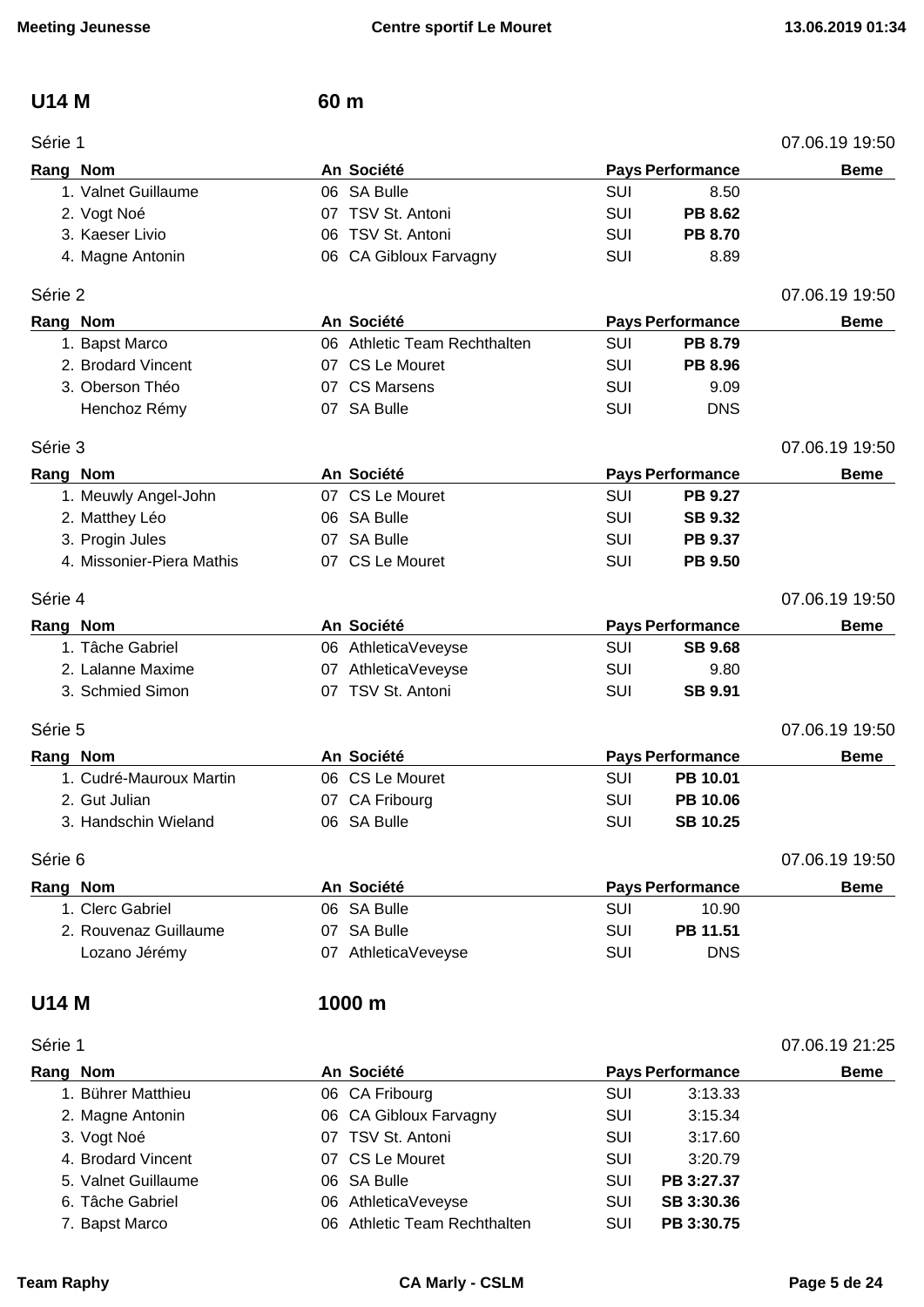## U14 M — 60 m

Série 1 — 07.06.19 19:50

| Rang | Nom | An | Société | Pays | Performance | Beme |
|---|---|---|---|---|---|---|
| 1. | Valnet Guillaume | 06 | SA Bulle | SUI | 8.50 | |
| 2. | Vogt Noé | 07 | TSV St. Antoni | SUI | **PB 8.62** | |
| 3. | Kaeser Livio | 06 | TSV St. Antoni | SUI | **PB 8.70** | |
| 4. | Magne Antonin | 06 | CA Gibloux Farvagny | SUI | 8.89 | |

Série 2 — 07.06.19 19:50

| Rang | Nom | An | Société | Pays | Performance | Beme |
|---|---|---|---|---|---|---|
| 1. | Bapst Marco | 06 | Athletic Team Rechthalten | SUI | **PB 8.79** | |
| 2. | Brodard Vincent | 07 | CS Le Mouret | SUI | **PB 8.96** | |
| 3. | Oberson Théo | 07 | CS Marsens | SUI | 9.09 | |
| | Henchoz Rémy | 07 | SA Bulle | SUI | DNS | |

Série 3 — 07.06.19 19:50

| Rang | Nom | An | Société | Pays | Performance | Beme |
|---|---|---|---|---|---|---|
| 1. | Meuwly Angel-John | 07 | CS Le Mouret | SUI | **PB 9.27** | |
| 2. | Matthey Léo | 06 | SA Bulle | SUI | **SB 9.32** | |
| 3. | Progin Jules | 07 | SA Bulle | SUI | **PB 9.37** | |
| 4. | Missonier-Piera Mathis | 07 | CS Le Mouret | SUI | **PB 9.50** | |

Série 4 — 07.06.19 19:50

| Rang | Nom | An | Société | Pays | Performance | Beme |
|---|---|---|---|---|---|---|
| 1. | Tâche Gabriel | 06 | AthleticaVeveyse | SUI | **SB 9.68** | |
| 2. | Lalanne Maxime | 07 | AthleticaVeveyse | SUI | 9.80 | |
| 3. | Schmied Simon | 07 | TSV St. Antoni | SUI | **SB 9.91** | |

Série 5 — 07.06.19 19:50

| Rang | Nom | An | Société | Pays | Performance | Beme |
|---|---|---|---|---|---|---|
| 1. | Cudré-Mauroux Martin | 06 | CS Le Mouret | SUI | **PB 10.01** | |
| 2. | Gut Julian | 07 | CA Fribourg | SUI | **PB 10.06** | |
| 3. | Handschin Wieland | 06 | SA Bulle | SUI | **SB 10.25** | |

Série 6 — 07.06.19 19:50

| Rang | Nom | An | Société | Pays | Performance | Beme |
|---|---|---|---|---|---|---|
| 1. | Clerc Gabriel | 06 | SA Bulle | SUI | 10.90 | |
| 2. | Rouvenaz Guillaume | 07 | SA Bulle | SUI | **PB 11.51** | |
| | Lozano Jérémy | 07 | AthleticaVeveyse | SUI | DNS | |

## U14 M — 1000 m

Série 1 — 07.06.19 21:25

| Rang | Nom | An | Société | Pays | Performance | Beme |
|---|---|---|---|---|---|---|
| 1. | Bührer Matthieu | 06 | CA Fribourg | SUI | 3:13.33 | |
| 2. | Magne Antonin | 06 | CA Gibloux Farvagny | SUI | 3:15.34 | |
| 3. | Vogt Noé | 07 | TSV St. Antoni | SUI | 3:17.60 | |
| 4. | Brodard Vincent | 07 | CS Le Mouret | SUI | 3:20.79 | |
| 5. | Valnet Guillaume | 06 | SA Bulle | SUI | **PB 3:27.37** | |
| 6. | Tâche Gabriel | 06 | AthleticaVeveyse | SUI | **SB 3:30.36** | |
| 7. | Bapst Marco | 06 | Athletic Team Rechthalten | SUI | **PB 3:30.75** | |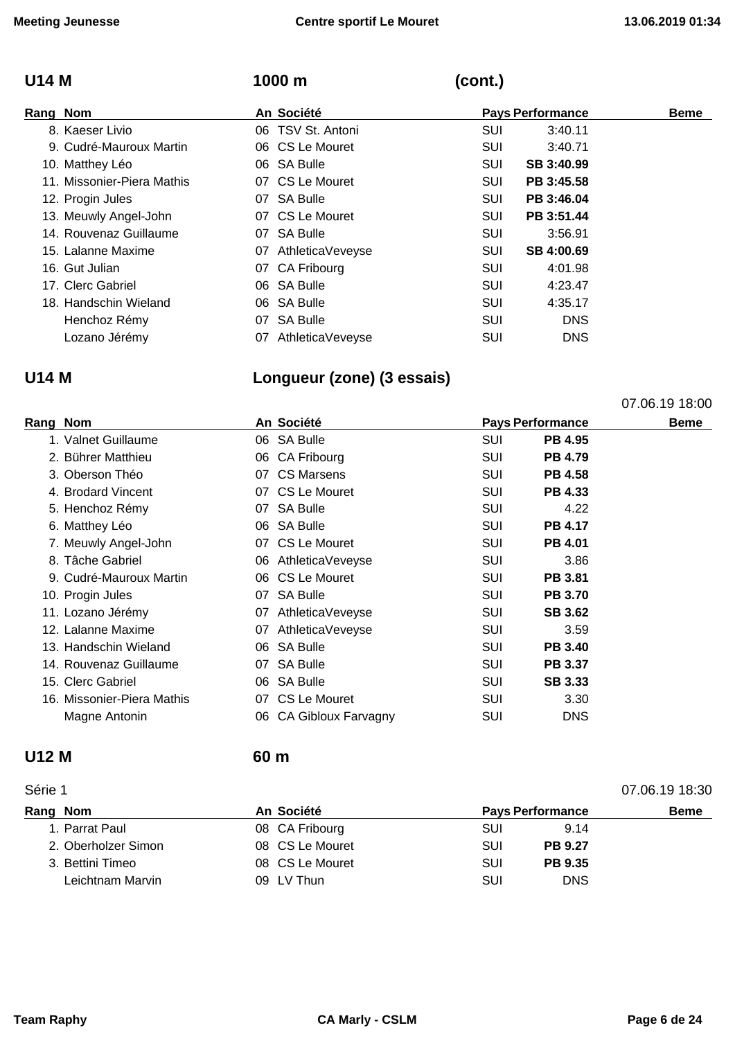## U14 M — 1000 m (cont.)

| Rang | Nom | An | Société | Pays | Performance | Beme |
|---|---|---|---|---|---|---|
| 8. | Kaeser Livio | 06 | TSV St. Antoni | SUI | 3:40.11 | |
| 9. | Cudré-Mauroux Martin | 06 | CS Le Mouret | SUI | 3:40.71 | |
| 10. | Matthey Léo | 06 | SA Bulle | SUI | **SB 3:40.99** | |
| 11. | Missonier-Piera Mathis | 07 | CS Le Mouret | SUI | **PB 3:45.58** | |
| 12. | Progin Jules | 07 | SA Bulle | SUI | **PB 3:46.04** | |
| 13. | Meuwly Angel-John | 07 | CS Le Mouret | SUI | **PB 3:51.44** | |
| 14. | Rouvenaz Guillaume | 07 | SA Bulle | SUI | 3:56.91 | |
| 15. | Lalanne Maxime | 07 | AthleticaVeveyse | SUI | **SB 4:00.69** | |
| 16. | Gut Julian | 07 | CA Fribourg | SUI | 4:01.98 | |
| 17. | Clerc Gabriel | 06 | SA Bulle | SUI | 4:23.47 | |
| 18. | Handschin Wieland | 06 | SA Bulle | SUI | 4:35.17 | |
| | Henchoz Rémy | 07 | SA Bulle | SUI | DNS | |
| | Lozano Jérémy | 07 | AthleticaVeveyse | SUI | DNS | |

## U14 M — Longueur (zone) (3 essais)

07.06.19 18:00

| Rang | Nom | An | Société | Pays | Performance | Beme |
|---|---|---|---|---|---|---|
| 1. | Valnet Guillaume | 06 | SA Bulle | SUI | **PB 4.95** | |
| 2. | Bührer Matthieu | 06 | CA Fribourg | SUI | **PB 4.79** | |
| 3. | Oberson Théo | 07 | CS Marsens | SUI | **PB 4.58** | |
| 4. | Brodard Vincent | 07 | CS Le Mouret | SUI | **PB 4.33** | |
| 5. | Henchoz Rémy | 07 | SA Bulle | SUI | 4.22 | |
| 6. | Matthey Léo | 06 | SA Bulle | SUI | **PB 4.17** | |
| 7. | Meuwly Angel-John | 07 | CS Le Mouret | SUI | **PB 4.01** | |
| 8. | Tâche Gabriel | 06 | AthleticaVeveyse | SUI | 3.86 | |
| 9. | Cudré-Mauroux Martin | 06 | CS Le Mouret | SUI | **PB 3.81** | |
| 10. | Progin Jules | 07 | SA Bulle | SUI | **PB 3.70** | |
| 11. | Lozano Jérémy | 07 | AthleticaVeveyse | SUI | **SB 3.62** | |
| 12. | Lalanne Maxime | 07 | AthleticaVeveyse | SUI | 3.59 | |
| 13. | Handschin Wieland | 06 | SA Bulle | SUI | **PB 3.40** | |
| 14. | Rouvenaz Guillaume | 07 | SA Bulle | SUI | **PB 3.37** | |
| 15. | Clerc Gabriel | 06 | SA Bulle | SUI | **SB 3.33** | |
| 16. | Missonier-Piera Mathis | 07 | CS Le Mouret | SUI | 3.30 | |
| | Magne Antonin | 06 | CA Gibloux Farvagny | SUI | DNS | |

## U12 M — 60 m

Série 1 — 07.06.19 18:30

| Rang | Nom | An | Société | Pays | Performance | Beme |
|---|---|---|---|---|---|---|
| 1. | Parrat Paul | 08 | CA Fribourg | SUI | 9.14 | |
| 2. | Oberholzer Simon | 08 | CS Le Mouret | SUI | **PB 9.27** | |
| 3. | Bettini Timeo | 08 | CS Le Mouret | SUI | **PB 9.35** | |
| | Leichtnam Marvin | 09 | LV Thun | SUI | DNS | |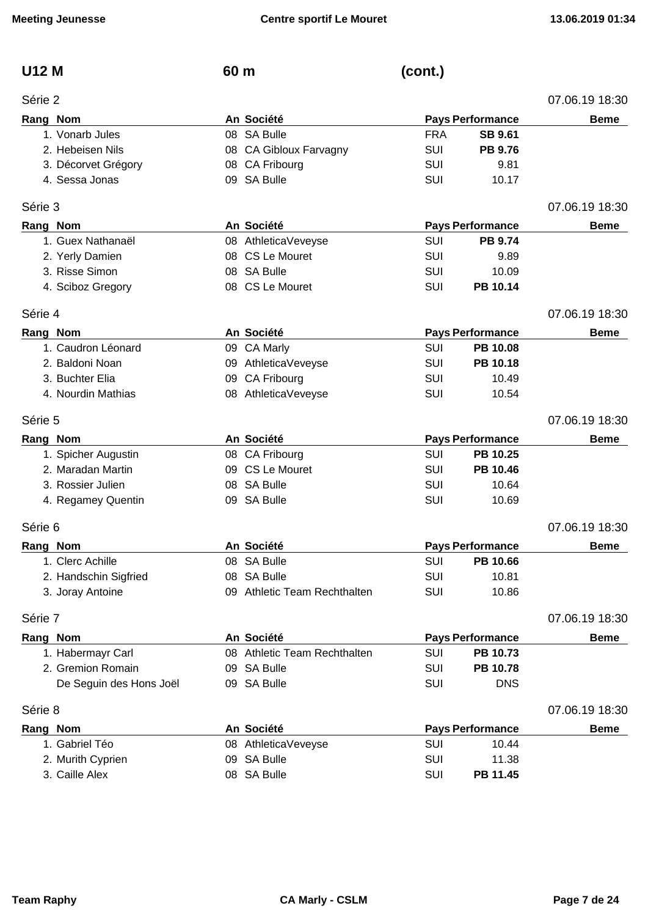## U12 M 60 m (cont.)

### Série 2 — 07.06.19 18:30

| Rang | Nom | An | Société | Pays | Performance | Beme |
|---|---|---|---|---|---|---|
| 1. | Vonarb Jules | 08 | SA Bulle | FRA | **SB 9.61** | |
| 2. | Hebeisen Nils | 08 | CA Gibloux Farvagny | SUI | **PB 9.76** | |
| 3. | Décorvet Grégory | 08 | CA Fribourg | SUI | 9.81 | |
| 4. | Sessa Jonas | 09 | SA Bulle | SUI | 10.17 | |

### Série 3 — 07.06.19 18:30

| Rang | Nom | An | Société | Pays | Performance | Beme |
|---|---|---|---|---|---|---|
| 1. | Guex Nathanaël | 08 | AthleticaVeveyse | SUI | **PB 9.74** | |
| 2. | Yerly Damien | 08 | CS Le Mouret | SUI | 9.89 | |
| 3. | Risse Simon | 08 | SA Bulle | SUI | 10.09 | |
| 4. | Sciboz Gregory | 08 | CS Le Mouret | SUI | **PB 10.14** | |

### Série 4 — 07.06.19 18:30

| Rang | Nom | An | Société | Pays | Performance | Beme |
|---|---|---|---|---|---|---|
| 1. | Caudron Léonard | 09 | CA Marly | SUI | **PB 10.08** | |
| 2. | Baldoni Noan | 09 | AthleticaVeveyse | SUI | **PB 10.18** | |
| 3. | Buchter Elia | 09 | CA Fribourg | SUI | 10.49 | |
| 4. | Nourdin Mathias | 08 | AthleticaVeveyse | SUI | 10.54 | |

### Série 5 — 07.06.19 18:30

| Rang | Nom | An | Société | Pays | Performance | Beme |
|---|---|---|---|---|---|---|
| 1. | Spicher Augustin | 08 | CA Fribourg | SUI | **PB 10.25** | |
| 2. | Maradan Martin | 09 | CS Le Mouret | SUI | **PB 10.46** | |
| 3. | Rossier Julien | 08 | SA Bulle | SUI | 10.64 | |
| 4. | Regamey Quentin | 09 | SA Bulle | SUI | 10.69 | |

### Série 6 — 07.06.19 18:30

| Rang | Nom | An | Société | Pays | Performance | Beme |
|---|---|---|---|---|---|---|
| 1. | Clerc Achille | 08 | SA Bulle | SUI | **PB 10.66** | |
| 2. | Handschin Sigfried | 08 | SA Bulle | SUI | 10.81 | |
| 3. | Joray Antoine | 09 | Athletic Team Rechthalten | SUI | 10.86 | |

### Série 7 — 07.06.19 18:30

| Rang | Nom | An | Société | Pays | Performance | Beme |
|---|---|---|---|---|---|---|
| 1. | Habermayr Carl | 08 | Athletic Team Rechthalten | SUI | **PB 10.73** | |
| 2. | Gremion Romain | 09 | SA Bulle | SUI | **PB 10.78** | |
| | De Seguin des Hons Joël | 09 | SA Bulle | SUI | DNS | |

### Série 8 — 07.06.19 18:30

| Rang | Nom | An | Société | Pays | Performance | Beme |
|---|---|---|---|---|---|---|
| 1. | Gabriel Téo | 08 | AthleticaVeveyse | SUI | 10.44 | |
| 2. | Murith Cyprien | 09 | SA Bulle | SUI | 11.38 | |
| 3. | Caille Alex | 08 | SA Bulle | SUI | **PB 11.45** | |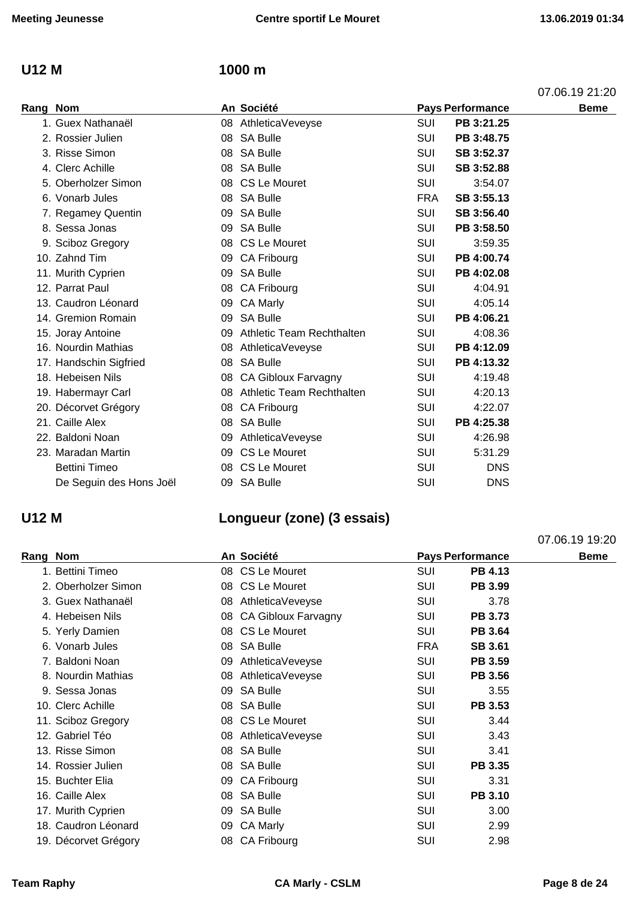## U12 M — 1000 m

07.06.19 21:20

| Rang | Nom | An | Société | Pays | Performance | Beme |
|---|---|---|---|---|---|---|
| 1. | Guex Nathanaël | 08 | AthleticaVeveyse | SUI | **PB 3:21.25** | |
| 2. | Rossier Julien | 08 | SA Bulle | SUI | **PB 3:48.75** | |
| 3. | Risse Simon | 08 | SA Bulle | SUI | **SB 3:52.37** | |
| 4. | Clerc Achille | 08 | SA Bulle | SUI | **SB 3:52.88** | |
| 5. | Oberholzer Simon | 08 | CS Le Mouret | SUI | 3:54.07 | |
| 6. | Vonarb Jules | 08 | SA Bulle | FRA | **SB 3:55.13** | |
| 7. | Regamey Quentin | 09 | SA Bulle | SUI | **SB 3:56.40** | |
| 8. | Sessa Jonas | 09 | SA Bulle | SUI | **PB 3:58.50** | |
| 9. | Sciboz Gregory | 08 | CS Le Mouret | SUI | 3:59.35 | |
| 10. | Zahnd Tim | 09 | CA Fribourg | SUI | **PB 4:00.74** | |
| 11. | Murith Cyprien | 09 | SA Bulle | SUI | **PB 4:02.08** | |
| 12. | Parrat Paul | 08 | CA Fribourg | SUI | 4:04.91 | |
| 13. | Caudron Léonard | 09 | CA Marly | SUI | 4:05.14 | |
| 14. | Gremion Romain | 09 | SA Bulle | SUI | **PB 4:06.21** | |
| 15. | Joray Antoine | 09 | Athletic Team Rechthalten | SUI | 4:08.36 | |
| 16. | Nourdin Mathias | 08 | AthleticaVeveyse | SUI | **PB 4:12.09** | |
| 17. | Handschin Sigfried | 08 | SA Bulle | SUI | **PB 4:13.32** | |
| 18. | Hebeisen Nils | 08 | CA Gibloux Farvagny | SUI | 4:19.48 | |
| 19. | Habermayr Carl | 08 | Athletic Team Rechthalten | SUI | 4:20.13 | |
| 20. | Décorvet Grégory | 08 | CA Fribourg | SUI | 4:22.07 | |
| 21. | Caille Alex | 08 | SA Bulle | SUI | **PB 4:25.38** | |
| 22. | Baldoni Noan | 09 | AthleticaVeveyse | SUI | 4:26.98 | |
| 23. | Maradan Martin | 09 | CS Le Mouret | SUI | 5:31.29 | |
| | Bettini Timeo | 08 | CS Le Mouret | SUI | DNS | |
| | De Seguin des Hons Joël | 09 | SA Bulle | SUI | DNS | |

## U12 M — Longueur (zone) (3 essais)

07.06.19 19:20

| Rang | Nom | An | Société | Pays | Performance | Beme |
|---|---|---|---|---|---|---|
| 1. | Bettini Timeo | 08 | CS Le Mouret | SUI | **PB 4.13** | |
| 2. | Oberholzer Simon | 08 | CS Le Mouret | SUI | **PB 3.99** | |
| 3. | Guex Nathanaël | 08 | AthleticaVeveyse | SUI | 3.78 | |
| 4. | Hebeisen Nils | 08 | CA Gibloux Farvagny | SUI | **PB 3.73** | |
| 5. | Yerly Damien | 08 | CS Le Mouret | SUI | **PB 3.64** | |
| 6. | Vonarb Jules | 08 | SA Bulle | FRA | **SB 3.61** | |
| 7. | Baldoni Noan | 09 | AthleticaVeveyse | SUI | **PB 3.59** | |
| 8. | Nourdin Mathias | 08 | AthleticaVeveyse | SUI | **PB 3.56** | |
| 9. | Sessa Jonas | 09 | SA Bulle | SUI | 3.55 | |
| 10. | Clerc Achille | 08 | SA Bulle | SUI | **PB 3.53** | |
| 11. | Sciboz Gregory | 08 | CS Le Mouret | SUI | 3.44 | |
| 12. | Gabriel Téo | 08 | AthleticaVeveyse | SUI | 3.43 | |
| 13. | Risse Simon | 08 | SA Bulle | SUI | 3.41 | |
| 14. | Rossier Julien | 08 | SA Bulle | SUI | **PB 3.35** | |
| 15. | Buchter Elia | 09 | CA Fribourg | SUI | 3.31 | |
| 16. | Caille Alex | 08 | SA Bulle | SUI | **PB 3.10** | |
| 17. | Murith Cyprien | 09 | SA Bulle | SUI | 3.00 | |
| 18. | Caudron Léonard | 09 | CA Marly | SUI | 2.99 | |
| 19. | Décorvet Grégory | 08 | CA Fribourg | SUI | 2.98 | |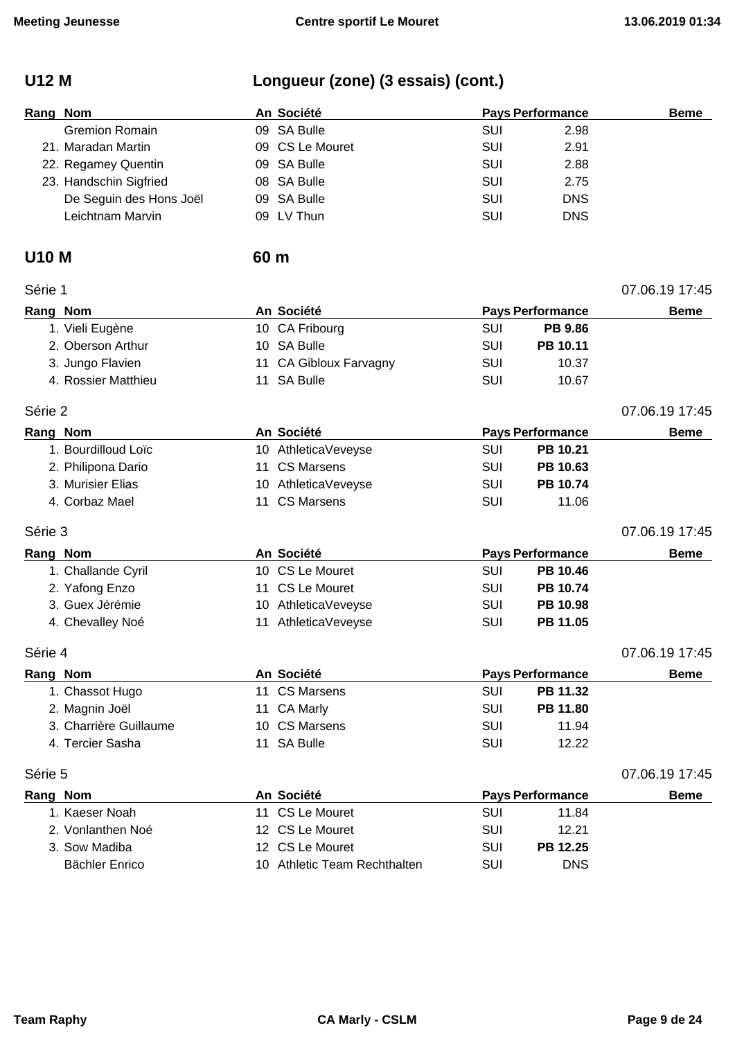## U12 M

### Longueur (zone) (3 essais) (cont.)

| Rang | Nom | An | Société | Pays | Performance | Beme |
|---|---|---|---|---|---|---|
| | Gremion Romain | 09 | SA Bulle | SUI | 2.98 | |
| 21. | Maradan Martin | 09 | CS Le Mouret | SUI | 2.91 | |
| 22. | Regamey Quentin | 09 | SA Bulle | SUI | 2.88 | |
| 23. | Handschin Sigfried | 08 | SA Bulle | SUI | 2.75 | |
| | De Seguin des Hons Joël | 09 | SA Bulle | SUI | DNS | |
| | Leichtnam Marvin | 09 | LV Thun | SUI | DNS | |

## U10 M

### 60 m

Série 1 — 07.06.19 17:45

| Rang | Nom | An | Société | Pays | Performance | Beme |
|---|---|---|---|---|---|---|
| 1. | Vieli Eugène | 10 | CA Fribourg | SUI | **PB 9.86** | |
| 2. | Oberson Arthur | 10 | SA Bulle | SUI | **PB 10.11** | |
| 3. | Jungo Flavien | 11 | CA Gibloux Farvagny | SUI | 10.37 | |
| 4. | Rossier Matthieu | 11 | SA Bulle | SUI | 10.67 | |

Série 2 — 07.06.19 17:45

| Rang | Nom | An | Société | Pays | Performance | Beme |
|---|---|---|---|---|---|---|
| 1. | Bourdilloud Loïc | 10 | AthleticaVeveyse | SUI | **PB 10.21** | |
| 2. | Philipona Dario | 11 | CS Marsens | SUI | **PB 10.63** | |
| 3. | Murisier Elias | 10 | AthleticaVeveyse | SUI | **PB 10.74** | |
| 4. | Corbaz Mael | 11 | CS Marsens | SUI | 11.06 | |

Série 3 — 07.06.19 17:45

| Rang | Nom | An | Société | Pays | Performance | Beme |
|---|---|---|---|---|---|---|
| 1. | Challande Cyril | 10 | CS Le Mouret | SUI | **PB 10.46** | |
| 2. | Yafong Enzo | 11 | CS Le Mouret | SUI | **PB 10.74** | |
| 3. | Guex Jérémie | 10 | AthleticaVeveyse | SUI | **PB 10.98** | |
| 4. | Chevalley Noé | 11 | AthleticaVeveyse | SUI | **PB 11.05** | |

Série 4 — 07.06.19 17:45

| Rang | Nom | An | Société | Pays | Performance | Beme |
|---|---|---|---|---|---|---|
| 1. | Chassot Hugo | 11 | CS Marsens | SUI | **PB 11.32** | |
| 2. | Magnin Joël | 11 | CA Marly | SUI | **PB 11.80** | |
| 3. | Charrière Guillaume | 10 | CS Marsens | SUI | 11.94 | |
| 4. | Tercier Sasha | 11 | SA Bulle | SUI | 12.22 | |

Série 5 — 07.06.19 17:45

| Rang | Nom | An | Société | Pays | Performance | Beme |
|---|---|---|---|---|---|---|
| 1. | Kaeser Noah | 11 | CS Le Mouret | SUI | 11.84 | |
| 2. | Vonlanthen Noé | 12 | CS Le Mouret | SUI | 12.21 | |
| 3. | Sow Madiba | 12 | CS Le Mouret | SUI | **PB 12.25** | |
| | Bächler Enrico | 10 | Athletic Team Rechthalten | SUI | DNS | |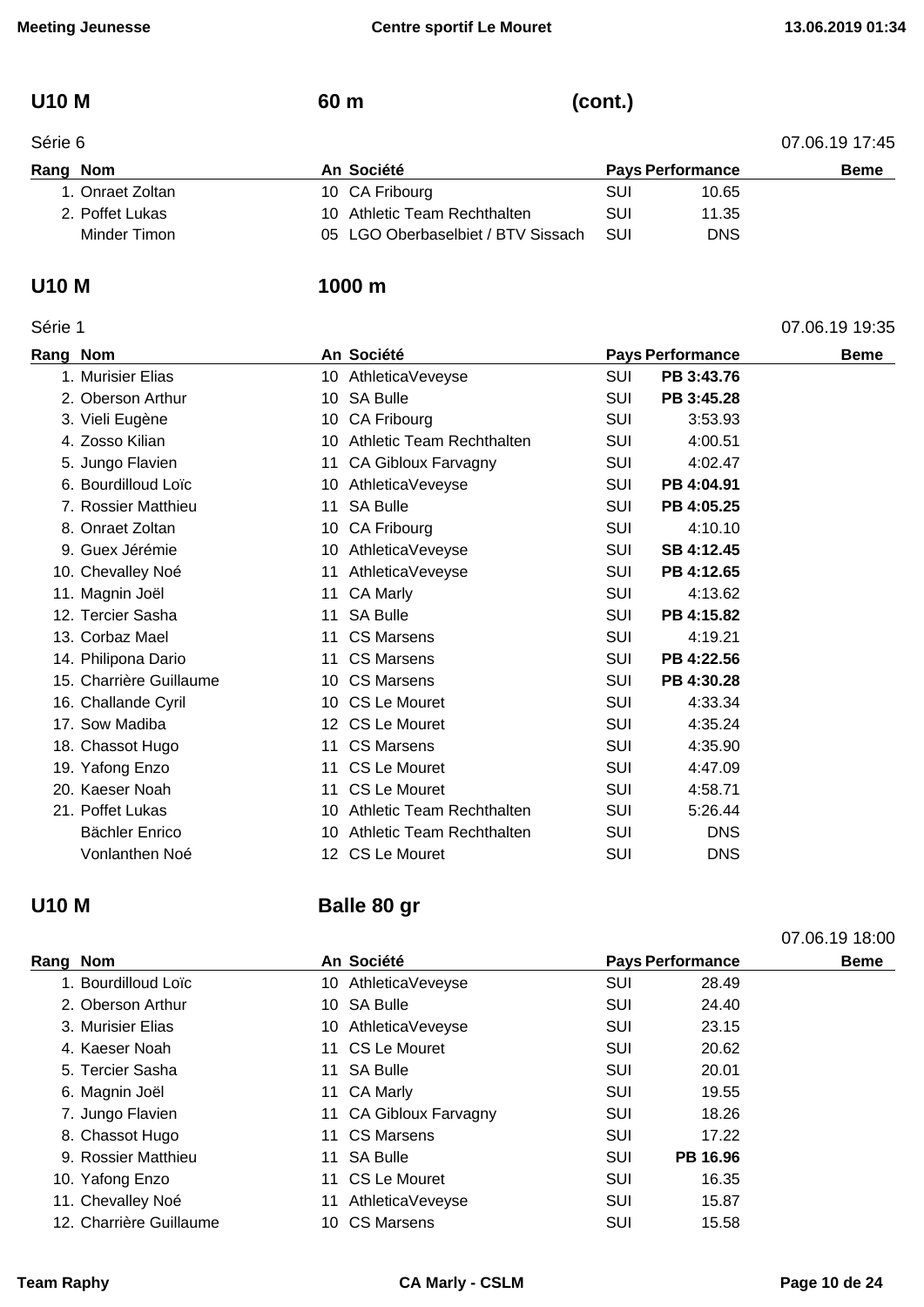## U10 M — 60 m (cont.)

Série 6 — 07.06.19 17:45

| Rang | Nom | An | Société | Pays | Performance | Beme |
|---|---|---|---|---|---|---|
| 1. | Onraet Zoltan | 10 | CA Fribourg | SUI | 10.65 | |
| 2. | Poffet Lukas | 10 | Athletic Team Rechthalten | SUI | 11.35 | |
| | Minder Timon | 05 | LGO Oberbaselbiet / BTV Sissach | SUI | DNS | |

## U10 M — 1000 m

Série 1 — 07.06.19 19:35

| Rang | Nom | An | Société | Pays | Performance | Beme |
|---|---|---|---|---|---|---|
| 1. | Murisier Elias | 10 | AthleticaVeveyse | SUI | **PB 3:43.76** | |
| 2. | Oberson Arthur | 10 | SA Bulle | SUI | **PB 3:45.28** | |
| 3. | Vieli Eugène | 10 | CA Fribourg | SUI | 3:53.93 | |
| 4. | Zosso Kilian | 10 | Athletic Team Rechthalten | SUI | 4:00.51 | |
| 5. | Jungo Flavien | 11 | CA Gibloux Farvagny | SUI | 4:02.47 | |
| 6. | Bourdilloud Loïc | 10 | AthleticaVeveyse | SUI | **PB 4:04.91** | |
| 7. | Rossier Matthieu | 11 | SA Bulle | SUI | **PB 4:05.25** | |
| 8. | Onraet Zoltan | 10 | CA Fribourg | SUI | 4:10.10 | |
| 9. | Guex Jérémie | 10 | AthleticaVeveyse | SUI | **SB 4:12.45** | |
| 10. | Chevalley Noé | 11 | AthleticaVeveyse | SUI | **PB 4:12.65** | |
| 11. | Magnin Joël | 11 | CA Marly | SUI | 4:13.62 | |
| 12. | Tercier Sasha | 11 | SA Bulle | SUI | **PB 4:15.82** | |
| 13. | Corbaz Mael | 11 | CS Marsens | SUI | 4:19.21 | |
| 14. | Philipona Dario | 11 | CS Marsens | SUI | **PB 4:22.56** | |
| 15. | Charrière Guillaume | 10 | CS Marsens | SUI | **PB 4:30.28** | |
| 16. | Challande Cyril | 10 | CS Le Mouret | SUI | 4:33.34 | |
| 17. | Sow Madiba | 12 | CS Le Mouret | SUI | 4:35.24 | |
| 18. | Chassot Hugo | 11 | CS Marsens | SUI | 4:35.90 | |
| 19. | Yafong Enzo | 11 | CS Le Mouret | SUI | 4:47.09 | |
| 20. | Kaeser Noah | 11 | CS Le Mouret | SUI | 4:58.71 | |
| 21. | Poffet Lukas | 10 | Athletic Team Rechthalten | SUI | 5:26.44 | |
| | Bächler Enrico | 10 | Athletic Team Rechthalten | SUI | DNS | |
| | Vonlanthen Noé | 12 | CS Le Mouret | SUI | DNS | |

## U10 M — Balle 80 gr

07.06.19 18:00

| Rang | Nom | An | Société | Pays | Performance | Beme |
|---|---|---|---|---|---|---|
| 1. | Bourdilloud Loïc | 10 | AthleticaVeveyse | SUI | 28.49 | |
| 2. | Oberson Arthur | 10 | SA Bulle | SUI | 24.40 | |
| 3. | Murisier Elias | 10 | AthleticaVeveyse | SUI | 23.15 | |
| 4. | Kaeser Noah | 11 | CS Le Mouret | SUI | 20.62 | |
| 5. | Tercier Sasha | 11 | SA Bulle | SUI | 20.01 | |
| 6. | Magnin Joël | 11 | CA Marly | SUI | 19.55 | |
| 7. | Jungo Flavien | 11 | CA Gibloux Farvagny | SUI | 18.26 | |
| 8. | Chassot Hugo | 11 | CS Marsens | SUI | 17.22 | |
| 9. | Rossier Matthieu | 11 | SA Bulle | SUI | **PB 16.96** | |
| 10. | Yafong Enzo | 11 | CS Le Mouret | SUI | 16.35 | |
| 11. | Chevalley Noé | 11 | AthleticaVeveyse | SUI | 15.87 | |
| 12. | Charrière Guillaume | 10 | CS Marsens | SUI | 15.58 | |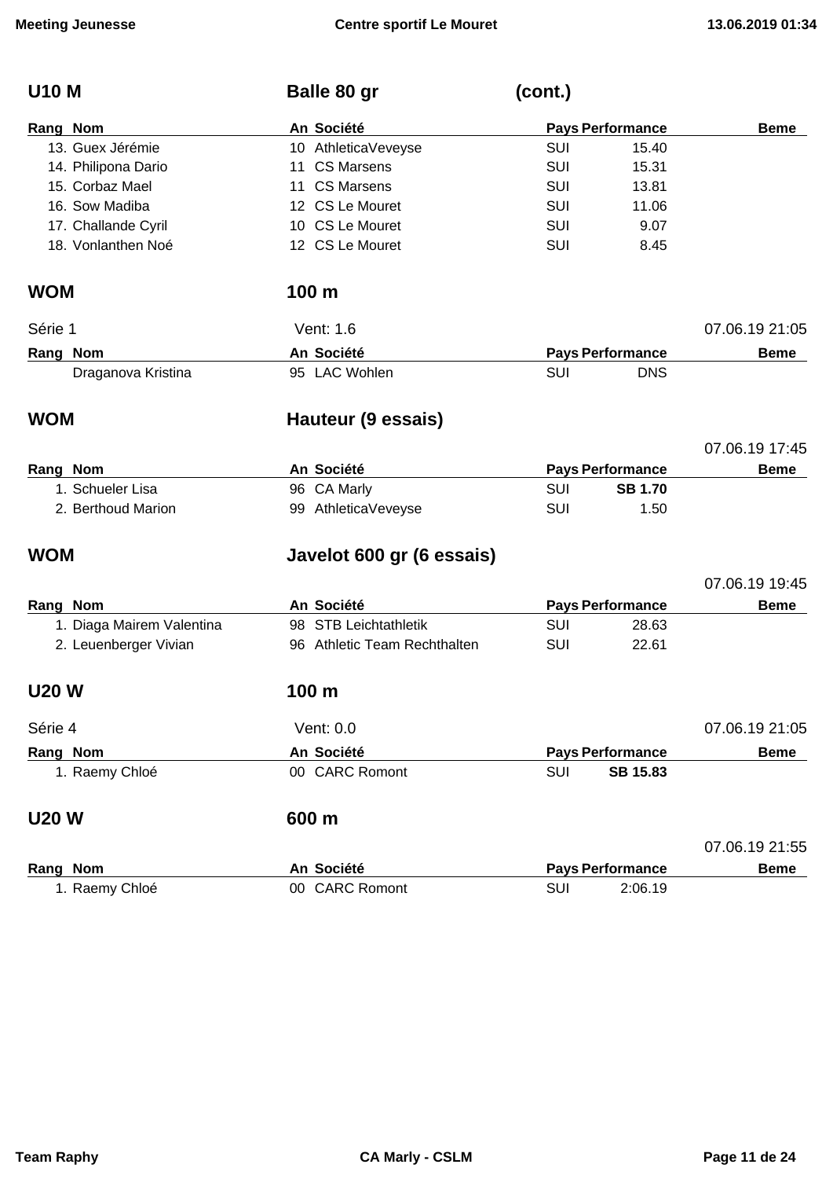## U10 M — Balle 80 gr (cont.)

| Rang | Nom | An | Société | Pays | Performance | Beme |
|---|---|---|---|---|---|---|
| 13. | Guex Jérémie | 10 | AthleticaVeveyse | SUI | 15.40 | |
| 14. | Philipona Dario | 11 | CS Marsens | SUI | 15.31 | |
| 15. | Corbaz Mael | 11 | CS Marsens | SUI | 13.81 | |
| 16. | Sow Madiba | 12 | CS Le Mouret | SUI | 11.06 | |
| 17. | Challande Cyril | 10 | CS Le Mouret | SUI | 9.07 | |
| 18. | Vonlanthen Noé | 12 | CS Le Mouret | SUI | 8.45 | |

## WOM — 100 m

Série 1 — Vent: 1.6 — 07.06.19 21:05

| Rang | Nom | An | Société | Pays | Performance | Beme |
|---|---|---|---|---|---|---|
| | Draganova Kristina | 95 | LAC Wohlen | SUI | DNS | |

## WOM — Hauteur (9 essais)

07.06.19 17:45

| Rang | Nom | An | Société | Pays | Performance | Beme |
|---|---|---|---|---|---|---|
| 1. | Schueler Lisa | 96 | CA Marly | SUI | **SB 1.70** | |
| 2. | Berthoud Marion | 99 | AthleticaVeveyse | SUI | 1.50 | |

## WOM — Javelot 600 gr (6 essais)

07.06.19 19:45

| Rang | Nom | An | Société | Pays | Performance | Beme |
|---|---|---|---|---|---|---|
| 1. | Diaga Mairem Valentina | 98 | STB Leichtathletik | SUI | 28.63 | |
| 2. | Leuenberger Vivian | 96 | Athletic Team Rechthalten | SUI | 22.61 | |

## U20 W — 100 m

Série 4 — Vent: 0.0 — 07.06.19 21:05

| Rang | Nom | An | Société | Pays | Performance | Beme |
|---|---|---|---|---|---|---|
| 1. | Raemy Chloé | 00 | CARC Romont | SUI | **SB 15.83** | |

## U20 W — 600 m

07.06.19 21:55

| Rang | Nom | An | Société | Pays | Performance | Beme |
|---|---|---|---|---|---|---|
| 1. | Raemy Chloé | 00 | CARC Romont | SUI | 2:06.19 | |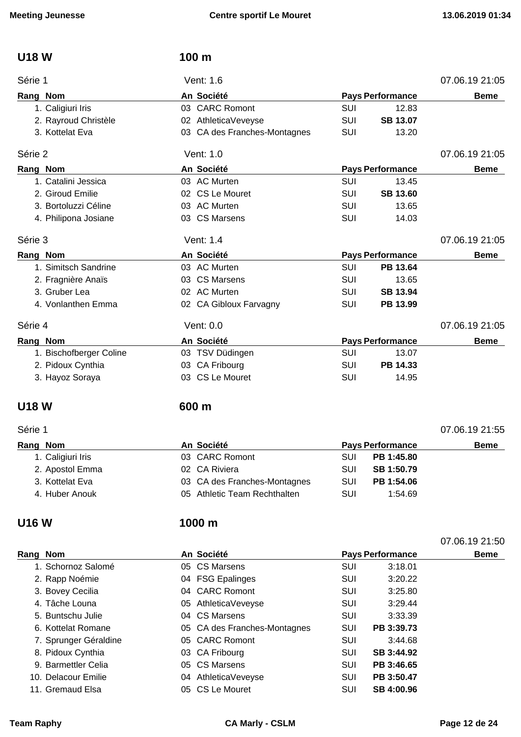## U18 W — 100 m

Série 1 — Vent: 1.6 — 07.06.19 21:05

| Rang | Nom | An | Société | Pays | Performance | Beme |
|---|---|---|---|---|---|---|
| 1. | Caligiuri Iris | 03 | CARC Romont | SUI | 12.83 | |
| 2. | Rayroud Christèle | 02 | AthleticaVeveyse | SUI | **SB 13.07** | |
| 3. | Kottelat Eva | 03 | CA des Franches-Montagnes | SUI | 13.20 | |

Série 2 — Vent: 1.0 — 07.06.19 21:05

| Rang | Nom | An | Société | Pays | Performance | Beme |
|---|---|---|---|---|---|---|
| 1. | Catalini Jessica | 03 | AC Murten | SUI | 13.45 | |
| 2. | Giroud Emilie | 02 | CS Le Mouret | SUI | **SB 13.60** | |
| 3. | Bortoluzzi Céline | 03 | AC Murten | SUI | 13.65 | |
| 4. | Philipona Josiane | 03 | CS Marsens | SUI | 14.03 | |

Série 3 — Vent: 1.4 — 07.06.19 21:05

| Rang | Nom | An | Société | Pays | Performance | Beme |
|---|---|---|---|---|---|---|
| 1. | Simitsch Sandrine | 03 | AC Murten | SUI | **PB 13.64** | |
| 2. | Fragnière Anaïs | 03 | CS Marsens | SUI | 13.65 | |
| 3. | Gruber Lea | 02 | AC Murten | SUI | **SB 13.94** | |
| 4. | Vonlanthen Emma | 02 | CA Gibloux Farvagny | SUI | **PB 13.99** | |

Série 4 — Vent: 0.0 — 07.06.19 21:05

| Rang | Nom | An | Société | Pays | Performance | Beme |
|---|---|---|---|---|---|---|
| 1. | Bischofberger Coline | 03 | TSV Düdingen | SUI | 13.07 | |
| 2. | Pidoux Cynthia | 03 | CA Fribourg | SUI | **PB 14.33** | |
| 3. | Hayoz Soraya | 03 | CS Le Mouret | SUI | 14.95 | |

## U18 W — 600 m

Série 1 — 07.06.19 21:55

| Rang | Nom | An | Société | Pays | Performance | Beme |
|---|---|---|---|---|---|---|
| 1. | Caligiuri Iris | 03 | CARC Romont | SUI | **PB 1:45.80** | |
| 2. | Apostol Emma | 02 | CA Riviera | SUI | **SB 1:50.79** | |
| 3. | Kottelat Eva | 03 | CA des Franches-Montagnes | SUI | **PB 1:54.06** | |
| 4. | Huber Anouk | 05 | Athletic Team Rechthalten | SUI | 1:54.69 | |

## U16 W — 1000 m

07.06.19 21:50

| Rang | Nom | An | Société | Pays | Performance | Beme |
|---|---|---|---|---|---|---|
| 1. | Schornoz Salomé | 05 | CS Marsens | SUI | 3:18.01 | |
| 2. | Rapp Noémie | 04 | FSG Epalinges | SUI | 3:20.22 | |
| 3. | Bovey Cecilia | 04 | CARC Romont | SUI | 3:25.80 | |
| 4. | Tâche Louna | 05 | AthleticaVeveyse | SUI | 3:29.44 | |
| 5. | Buntschu Julie | 04 | CS Marsens | SUI | 3:33.39 | |
| 6. | Kottelat Romane | 05 | CA des Franches-Montagnes | SUI | **PB 3:39.73** | |
| 7. | Sprunger Géraldine | 05 | CARC Romont | SUI | 3:44.68 | |
| 8. | Pidoux Cynthia | 03 | CA Fribourg | SUI | **SB 3:44.92** | |
| 9. | Barmettler Celia | 05 | CS Marsens | SUI | **PB 3:46.65** | |
| 10. | Delacour Emilie | 04 | AthleticaVeveyse | SUI | **PB 3:50.47** | |
| 11. | Gremaud Elsa | 05 | CS Le Mouret | SUI | **SB 4:00.96** | |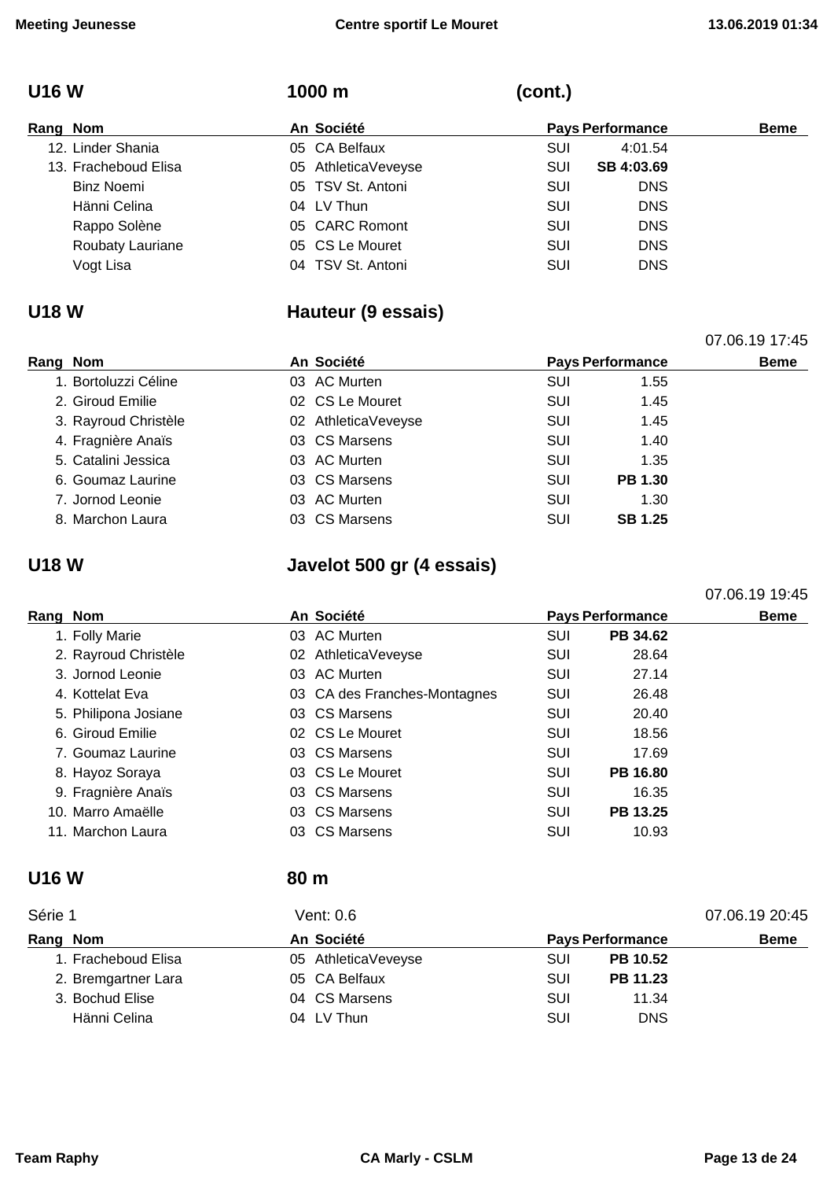## U16 W — 1000 m (cont.)

| Rang | Nom | An | Société | Pays | Performance | Beme |
|---|---|---|---|---|---|---|
| 12. | Linder Shania | 05 | CA Belfaux | SUI | 4:01.54 | |
| 13. | Fracheboud Elisa | 05 | AthleticaVeveyse | SUI | **SB 4:03.69** | |
| | Binz Noemi | 05 | TSV St. Antoni | SUI | DNS | |
| | Hänni Celina | 04 | LV Thun | SUI | DNS | |
| | Rappo Solène | 05 | CARC Romont | SUI | DNS | |
| | Roubaty Lauriane | 05 | CS Le Mouret | SUI | DNS | |
| | Vogt Lisa | 04 | TSV St. Antoni | SUI | DNS | |

## U18 W — Hauteur (9 essais)

07.06.19 17:45

| Rang | Nom | An | Société | Pays | Performance | Beme |
|---|---|---|---|---|---|---|
| 1. | Bortoluzzi Céline | 03 | AC Murten | SUI | 1.55 | |
| 2. | Giroud Emilie | 02 | CS Le Mouret | SUI | 1.45 | |
| 3. | Rayroud Christèle | 02 | AthleticaVeveyse | SUI | 1.45 | |
| 4. | Fragnière Anaïs | 03 | CS Marsens | SUI | 1.40 | |
| 5. | Catalini Jessica | 03 | AC Murten | SUI | 1.35 | |
| 6. | Goumaz Laurine | 03 | CS Marsens | SUI | **PB 1.30** | |
| 7. | Jornod Leonie | 03 | AC Murten | SUI | 1.30 | |
| 8. | Marchon Laura | 03 | CS Marsens | SUI | **SB 1.25** | |

## U18 W — Javelot 500 gr (4 essais)

07.06.19 19:45

| Rang | Nom | An | Société | Pays | Performance | Beme |
|---|---|---|---|---|---|---|
| 1. | Folly Marie | 03 | AC Murten | SUI | **PB 34.62** | |
| 2. | Rayroud Christèle | 02 | AthleticaVeveyse | SUI | 28.64 | |
| 3. | Jornod Leonie | 03 | AC Murten | SUI | 27.14 | |
| 4. | Kottelat Eva | 03 | CA des Franches-Montagnes | SUI | 26.48 | |
| 5. | Philipona Josiane | 03 | CS Marsens | SUI | 20.40 | |
| 6. | Giroud Emilie | 02 | CS Le Mouret | SUI | 18.56 | |
| 7. | Goumaz Laurine | 03 | CS Marsens | SUI | 17.69 | |
| 8. | Hayoz Soraya | 03 | CS Le Mouret | SUI | **PB 16.80** | |
| 9. | Fragnière Anaïs | 03 | CS Marsens | SUI | 16.35 | |
| 10. | Marro Amaëlle | 03 | CS Marsens | SUI | **PB 13.25** | |
| 11. | Marchon Laura | 03 | CS Marsens | SUI | 10.93 | |

## U16 W — 80 m

Série 1 — Vent: 0.6 — 07.06.19 20:45

| Rang | Nom | An | Société | Pays | Performance | Beme |
|---|---|---|---|---|---|---|
| 1. | Fracheboud Elisa | 05 | AthleticaVeveyse | SUI | **PB 10.52** | |
| 2. | Bremgartner Lara | 05 | CA Belfaux | SUI | **PB 11.23** | |
| 3. | Bochud Elise | 04 | CS Marsens | SUI | 11.34 | |
| | Hänni Celina | 04 | LV Thun | SUI | DNS | |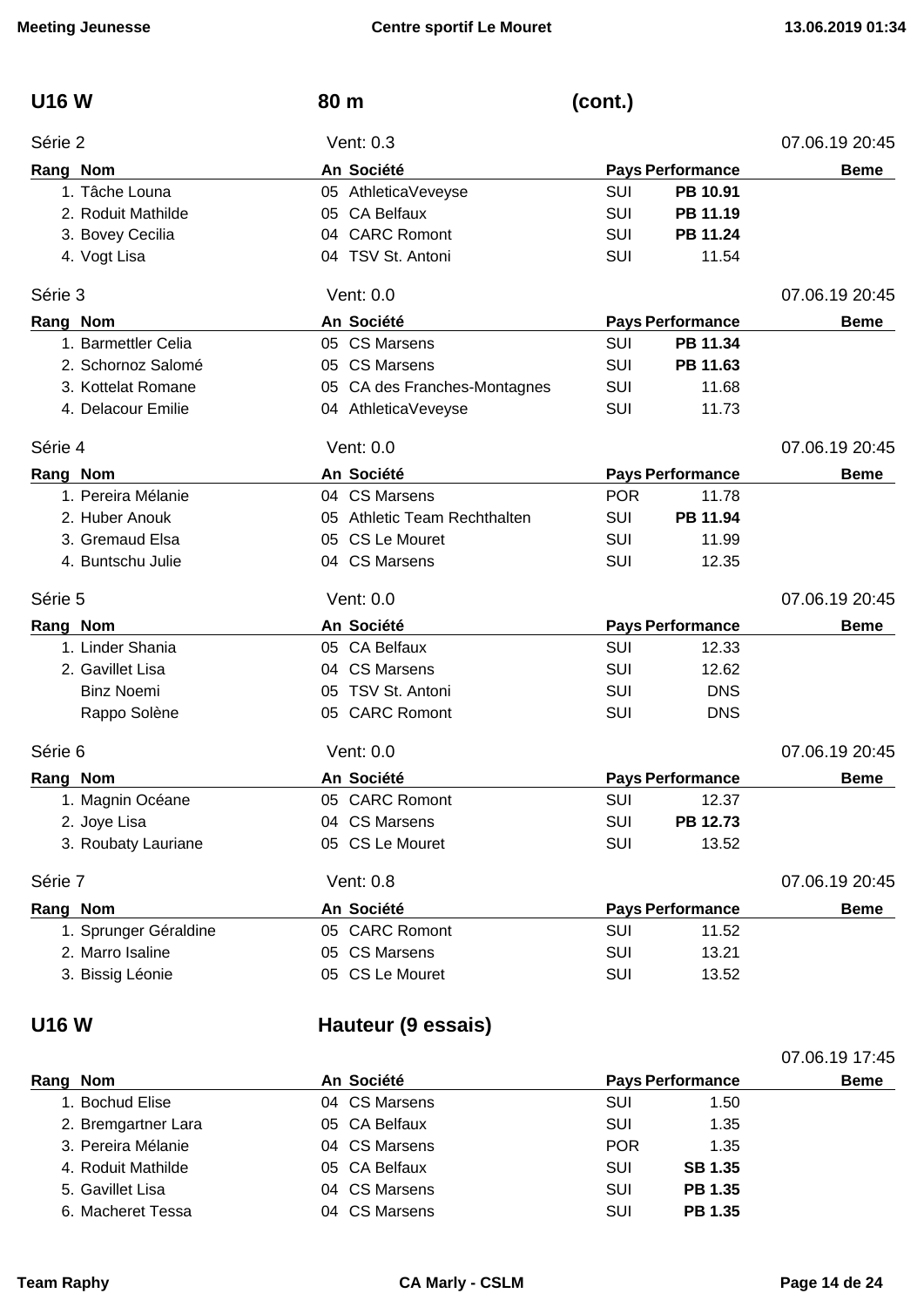## U16 W — 80 m (cont.)

Série 2 — Vent: 0.3 — 07.06.19 20:45

| Rang | Nom | An | Société | Pays | Performance | Beme |
|---|---|---|---|---|---|---|
| 1. | Tâche Louna | 05 | AthleticaVeveyse | SUI | **PB 10.91** | |
| 2. | Roduit Mathilde | 05 | CA Belfaux | SUI | **PB 11.19** | |
| 3. | Bovey Cecilia | 04 | CARC Romont | SUI | **PB 11.24** | |
| 4. | Vogt Lisa | 04 | TSV St. Antoni | SUI | 11.54 | |

Série 3 — Vent: 0.0 — 07.06.19 20:45

| Rang | Nom | An | Société | Pays | Performance | Beme |
|---|---|---|---|---|---|---|
| 1. | Barmettler Celia | 05 | CS Marsens | SUI | **PB 11.34** | |
| 2. | Schornoz Salomé | 05 | CS Marsens | SUI | **PB 11.63** | |
| 3. | Kottelat Romane | 05 | CA des Franches-Montagnes | SUI | 11.68 | |
| 4. | Delacour Emilie | 04 | AthleticaVeveyse | SUI | 11.73 | |

Série 4 — Vent: 0.0 — 07.06.19 20:45

| Rang | Nom | An | Société | Pays | Performance | Beme |
|---|---|---|---|---|---|---|
| 1. | Pereira Mélanie | 04 | CS Marsens | POR | 11.78 | |
| 2. | Huber Anouk | 05 | Athletic Team Rechthalten | SUI | **PB 11.94** | |
| 3. | Gremaud Elsa | 05 | CS Le Mouret | SUI | 11.99 | |
| 4. | Buntschu Julie | 04 | CS Marsens | SUI | 12.35 | |

Série 5 — Vent: 0.0 — 07.06.19 20:45

| Rang | Nom | An | Société | Pays | Performance | Beme |
|---|---|---|---|---|---|---|
| 1. | Linder Shania | 05 | CA Belfaux | SUI | 12.33 | |
| 2. | Gavillet Lisa | 04 | CS Marsens | SUI | 12.62 | |
| | Binz Noemi | 05 | TSV St. Antoni | SUI | DNS | |
| | Rappo Solène | 05 | CARC Romont | SUI | DNS | |

Série 6 — Vent: 0.0 — 07.06.19 20:45

| Rang | Nom | An | Société | Pays | Performance | Beme |
|---|---|---|---|---|---|---|
| 1. | Magnin Océane | 05 | CARC Romont | SUI | 12.37 | |
| 2. | Joye Lisa | 04 | CS Marsens | SUI | **PB 12.73** | |
| 3. | Roubaty Lauriane | 05 | CS Le Mouret | SUI | 13.52 | |

Série 7 — Vent: 0.8 — 07.06.19 20:45

| Rang | Nom | An | Société | Pays | Performance | Beme |
|---|---|---|---|---|---|---|
| 1. | Sprunger Géraldine | 05 | CARC Romont | SUI | 11.52 | |
| 2. | Marro Isaline | 05 | CS Marsens | SUI | 13.21 | |
| 3. | Bissig Léonie | 05 | CS Le Mouret | SUI | 13.52 | |

## U16 W — Hauteur (9 essais)

07.06.19 17:45

| Rang | Nom | An | Société | Pays | Performance | Beme |
|---|---|---|---|---|---|---|
| 1. | Bochud Elise | 04 | CS Marsens | SUI | 1.50 | |
| 2. | Bremgartner Lara | 05 | CA Belfaux | SUI | 1.35 | |
| 3. | Pereira Mélanie | 04 | CS Marsens | POR | 1.35 | |
| 4. | Roduit Mathilde | 05 | CA Belfaux | SUI | **SB 1.35** | |
| 5. | Gavillet Lisa | 04 | CS Marsens | SUI | **PB 1.35** | |
| 6. | Macheret Tessa | 04 | CS Marsens | SUI | **PB 1.35** | |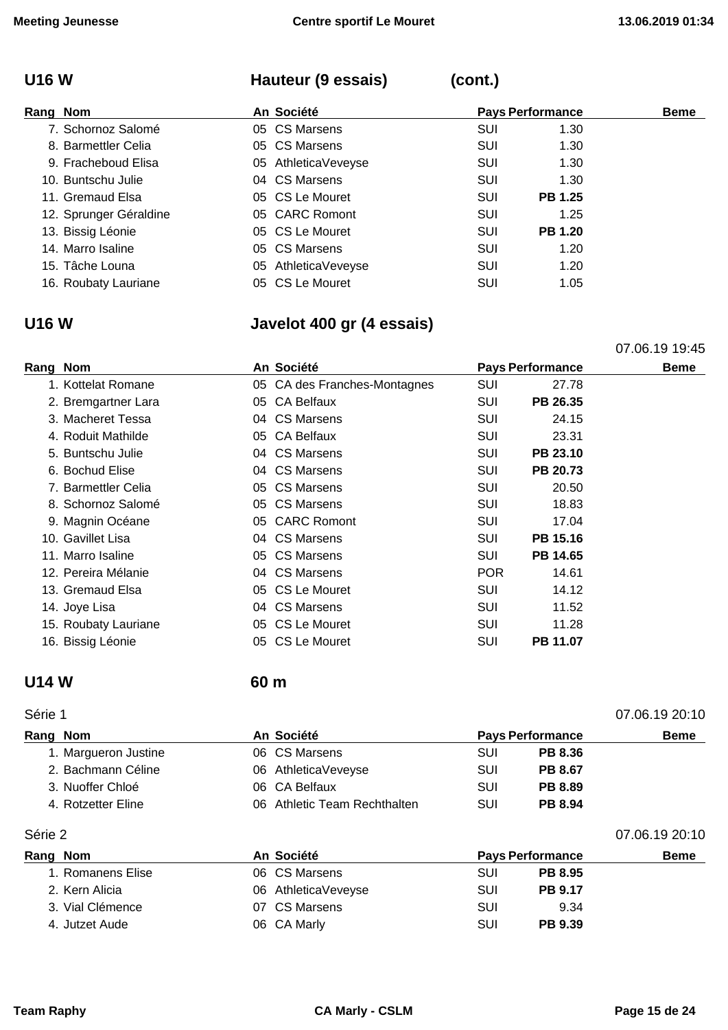## U16 W — Hauteur (9 essais) (cont.)

| Rang | Nom | An | Société | Pays | Performance | Beme |
|---|---|---|---|---|---|---|
| 7. | Schornoz Salomé | 05 | CS Marsens | SUI | 1.30 | |
| 8. | Barmettler Celia | 05 | CS Marsens | SUI | 1.30 | |
| 9. | Fracheboud Elisa | 05 | AthleticaVeveyse | SUI | 1.30 | |
| 10. | Buntschu Julie | 04 | CS Marsens | SUI | 1.30 | |
| 11. | Gremaud Elsa | 05 | CS Le Mouret | SUI | **PB 1.25** | |
| 12. | Sprunger Géraldine | 05 | CARC Romont | SUI | 1.25 | |
| 13. | Bissig Léonie | 05 | CS Le Mouret | SUI | **PB 1.20** | |
| 14. | Marro Isaline | 05 | CS Marsens | SUI | 1.20 | |
| 15. | Tâche Louna | 05 | AthleticaVeveyse | SUI | 1.20 | |
| 16. | Roubaty Lauriane | 05 | CS Le Mouret | SUI | 1.05 | |

## U16 W — Javelot 400 gr (4 essais)

07.06.19 19:45

| Rang | Nom | An | Société | Pays | Performance | Beme |
|---|---|---|---|---|---|---|
| 1. | Kottelat Romane | 05 | CA des Franches-Montagnes | SUI | 27.78 | |
| 2. | Bremgartner Lara | 05 | CA Belfaux | SUI | **PB 26.35** | |
| 3. | Macheret Tessa | 04 | CS Marsens | SUI | 24.15 | |
| 4. | Roduit Mathilde | 05 | CA Belfaux | SUI | 23.31 | |
| 5. | Buntschu Julie | 04 | CS Marsens | SUI | **PB 23.10** | |
| 6. | Bochud Elise | 04 | CS Marsens | SUI | **PB 20.73** | |
| 7. | Barmettler Celia | 05 | CS Marsens | SUI | 20.50 | |
| 8. | Schornoz Salomé | 05 | CS Marsens | SUI | 18.83 | |
| 9. | Magnin Océane | 05 | CARC Romont | SUI | 17.04 | |
| 10. | Gavillet Lisa | 04 | CS Marsens | SUI | **PB 15.16** | |
| 11. | Marro Isaline | 05 | CS Marsens | SUI | **PB 14.65** | |
| 12. | Pereira Mélanie | 04 | CS Marsens | POR | 14.61 | |
| 13. | Gremaud Elsa | 05 | CS Le Mouret | SUI | 14.12 | |
| 14. | Joye Lisa | 04 | CS Marsens | SUI | 11.52 | |
| 15. | Roubaty Lauriane | 05 | CS Le Mouret | SUI | 11.28 | |
| 16. | Bissig Léonie | 05 | CS Le Mouret | SUI | **PB 11.07** | |

## U14 W — 60 m

Série 1 — 07.06.19 20:10

| Rang | Nom | An | Société | Pays | Performance | Beme |
|---|---|---|---|---|---|---|
| 1. | Margueron Justine | 06 | CS Marsens | SUI | **PB 8.36** | |
| 2. | Bachmann Céline | 06 | AthleticaVeveyse | SUI | **PB 8.67** | |
| 3. | Nuoffer Chloé | 06 | CA Belfaux | SUI | **PB 8.89** | |
| 4. | Rotzetter Eline | 06 | Athletic Team Rechthalten | SUI | **PB 8.94** | |

Série 2 — 07.06.19 20:10

| Rang | Nom | An | Société | Pays | Performance | Beme |
|---|---|---|---|---|---|---|
| 1. | Romanens Elise | 06 | CS Marsens | SUI | **PB 8.95** | |
| 2. | Kern Alicia | 06 | AthleticaVeveyse | SUI | **PB 9.17** | |
| 3. | Vial Clémence | 07 | CS Marsens | SUI | 9.34 | |
| 4. | Jutzet Aude | 06 | CA Marly | SUI | **PB 9.39** | |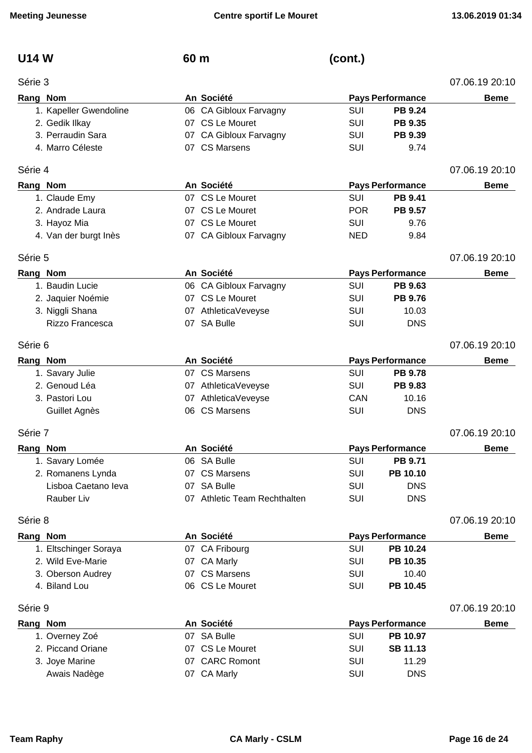## U14 W — 60 m (cont.)

### Série 3 — 07.06.19 20:10

| Rang | Nom | An | Société | Pays | Performance | Beme |
|---|---|---|---|---|---|---|
| 1. | Kapeller Gwendoline | 06 | CA Gibloux Farvagny | SUI | **PB 9.24** | |
| 2. | Gedik Ilkay | 07 | CS Le Mouret | SUI | **PB 9.35** | |
| 3. | Perraudin Sara | 07 | CA Gibloux Farvagny | SUI | **PB 9.39** | |
| 4. | Marro Céleste | 07 | CS Marsens | SUI | 9.74 | |

### Série 4 — 07.06.19 20:10

| Rang | Nom | An | Société | Pays | Performance | Beme |
|---|---|---|---|---|---|---|
| 1. | Claude Emy | 07 | CS Le Mouret | SUI | **PB 9.41** | |
| 2. | Andrade Laura | 07 | CS Le Mouret | POR | **PB 9.57** | |
| 3. | Hayoz Mia | 07 | CS Le Mouret | SUI | 9.76 | |
| 4. | Van der burgt Inès | 07 | CA Gibloux Farvagny | NED | 9.84 | |

### Série 5 — 07.06.19 20:10

| Rang | Nom | An | Société | Pays | Performance | Beme |
|---|---|---|---|---|---|---|
| 1. | Baudin Lucie | 06 | CA Gibloux Farvagny | SUI | **PB 9.63** | |
| 2. | Jaquier Noémie | 07 | CS Le Mouret | SUI | **PB 9.76** | |
| 3. | Niggli Shana | 07 | AthleticaVeveyse | SUI | 10.03 | |
| | Rizzo Francesca | 07 | SA Bulle | SUI | DNS | |

### Série 6 — 07.06.19 20:10

| Rang | Nom | An | Société | Pays | Performance | Beme |
|---|---|---|---|---|---|---|
| 1. | Savary Julie | 07 | CS Marsens | SUI | **PB 9.78** | |
| 2. | Genoud Léa | 07 | AthleticaVeveyse | SUI | **PB 9.83** | |
| 3. | Pastori Lou | 07 | AthleticaVeveyse | CAN | 10.16 | |
| | Guillet Agnès | 06 | CS Marsens | SUI | DNS | |

### Série 7 — 07.06.19 20:10

| Rang | Nom | An | Société | Pays | Performance | Beme |
|---|---|---|---|---|---|---|
| 1. | Savary Lomée | 06 | SA Bulle | SUI | **PB 9.71** | |
| 2. | Romanens Lynda | 07 | CS Marsens | SUI | **PB 10.10** | |
| | Lisboa Caetano Ieva | 07 | SA Bulle | SUI | DNS | |
| | Rauber Liv | 07 | Athletic Team Rechthalten | SUI | DNS | |

### Série 8 — 07.06.19 20:10

| Rang | Nom | An | Société | Pays | Performance | Beme |
|---|---|---|---|---|---|---|
| 1. | Eltschinger Soraya | 07 | CA Fribourg | SUI | **PB 10.24** | |
| 2. | Wild Eve-Marie | 07 | CA Marly | SUI | **PB 10.35** | |
| 3. | Oberson Audrey | 07 | CS Marsens | SUI | 10.40 | |
| 4. | Biland Lou | 06 | CS Le Mouret | SUI | **PB 10.45** | |

### Série 9 — 07.06.19 20:10

| Rang | Nom | An | Société | Pays | Performance | Beme |
|---|---|---|---|---|---|---|
| 1. | Overney Zoé | 07 | SA Bulle | SUI | **PB 10.97** | |
| 2. | Piccand Oriane | 07 | CS Le Mouret | SUI | **SB 11.13** | |
| 3. | Joye Marine | 07 | CARC Romont | SUI | 11.29 | |
| | Awais Nadège | 07 | CA Marly | SUI | DNS | |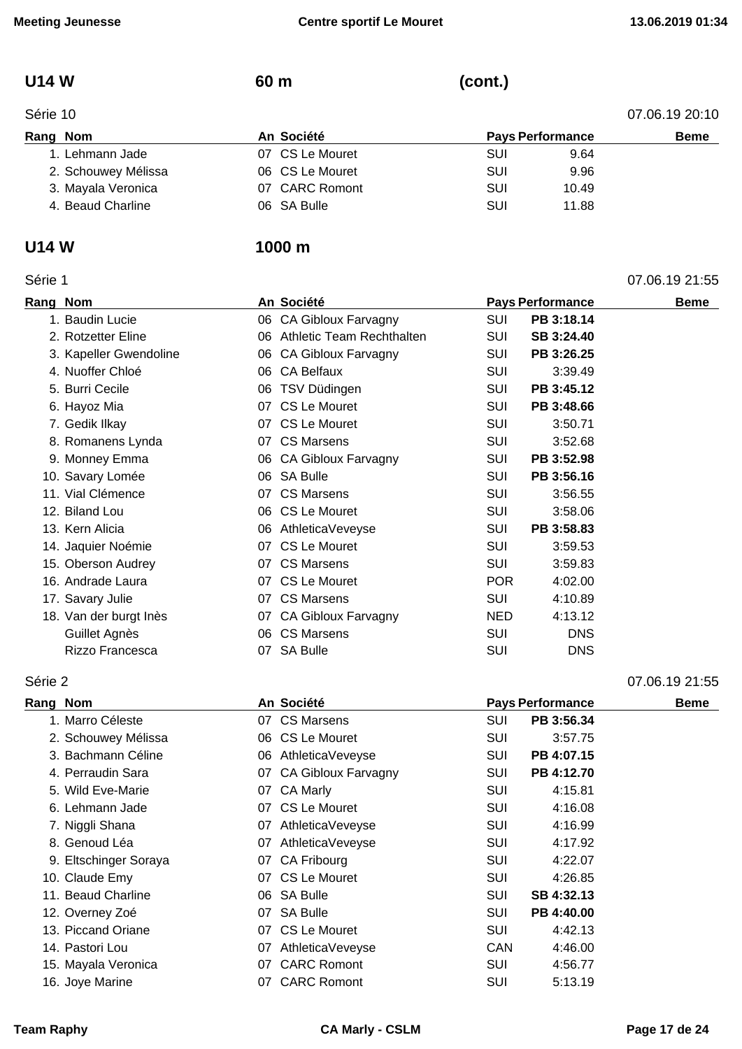## U14 W — 60 m (cont.)

Série 10 — 07.06.19 20:10

| Rang | Nom | An | Société | Pays | Performance | Beme |
|---|---|---|---|---|---|---|
| 1. | Lehmann Jade | 07 | CS Le Mouret | SUI | 9.64 | |
| 2. | Schouwey Mélissa | 06 | CS Le Mouret | SUI | 9.96 | |
| 3. | Mayala Veronica | 07 | CARC Romont | SUI | 10.49 | |
| 4. | Beaud Charline | 06 | SA Bulle | SUI | 11.88 | |

## U14 W — 1000 m

Série 1 — 07.06.19 21:55

| Rang | Nom | An | Société | Pays | Performance | Beme |
|---|---|---|---|---|---|---|
| 1. | Baudin Lucie | 06 | CA Gibloux Farvagny | SUI | **PB 3:18.14** | |
| 2. | Rotzetter Eline | 06 | Athletic Team Rechthalten | SUI | **SB 3:24.40** | |
| 3. | Kapeller Gwendoline | 06 | CA Gibloux Farvagny | SUI | **PB 3:26.25** | |
| 4. | Nuoffer Chloé | 06 | CA Belfaux | SUI | 3:39.49 | |
| 5. | Burri Cecile | 06 | TSV Düdingen | SUI | **PB 3:45.12** | |
| 6. | Hayoz Mia | 07 | CS Le Mouret | SUI | **PB 3:48.66** | |
| 7. | Gedik Ilkay | 07 | CS Le Mouret | SUI | 3:50.71 | |
| 8. | Romanens Lynda | 07 | CS Marsens | SUI | 3:52.68 | |
| 9. | Monney Emma | 06 | CA Gibloux Farvagny | SUI | **PB 3:52.98** | |
| 10. | Savary Lomée | 06 | SA Bulle | SUI | **PB 3:56.16** | |
| 11. | Vial Clémence | 07 | CS Marsens | SUI | 3:56.55 | |
| 12. | Biland Lou | 06 | CS Le Mouret | SUI | 3:58.06 | |
| 13. | Kern Alicia | 06 | AthleticaVeveyse | SUI | **PB 3:58.83** | |
| 14. | Jaquier Noémie | 07 | CS Le Mouret | SUI | 3:59.53 | |
| 15. | Oberson Audrey | 07 | CS Marsens | SUI | 3:59.83 | |
| 16. | Andrade Laura | 07 | CS Le Mouret | POR | 4:02.00 | |
| 17. | Savary Julie | 07 | CS Marsens | SUI | 4:10.89 | |
| 18. | Van der burgt Inès | 07 | CA Gibloux Farvagny | NED | 4:13.12 | |
| | Guillet Agnès | 06 | CS Marsens | SUI | DNS | |
| | Rizzo Francesca | 07 | SA Bulle | SUI | DNS | |

Série 2 — 07.06.19 21:55

| Rang | Nom | An | Société | Pays | Performance | Beme |
|---|---|---|---|---|---|---|
| 1. | Marro Céleste | 07 | CS Marsens | SUI | **PB 3:56.34** | |
| 2. | Schouwey Mélissa | 06 | CS Le Mouret | SUI | 3:57.75 | |
| 3. | Bachmann Céline | 06 | AthleticaVeveyse | SUI | **PB 4:07.15** | |
| 4. | Perraudin Sara | 07 | CA Gibloux Farvagny | SUI | **PB 4:12.70** | |
| 5. | Wild Eve-Marie | 07 | CA Marly | SUI | 4:15.81 | |
| 6. | Lehmann Jade | 07 | CS Le Mouret | SUI | 4:16.08 | |
| 7. | Niggli Shana | 07 | AthleticaVeveyse | SUI | 4:16.99 | |
| 8. | Genoud Léa | 07 | AthleticaVeveyse | SUI | 4:17.92 | |
| 9. | Eltschinger Soraya | 07 | CA Fribourg | SUI | 4:22.07 | |
| 10. | Claude Emy | 07 | CS Le Mouret | SUI | 4:26.85 | |
| 11. | Beaud Charline | 06 | SA Bulle | SUI | **SB 4:32.13** | |
| 12. | Overney Zoé | 07 | SA Bulle | SUI | **PB 4:40.00** | |
| 13. | Piccand Oriane | 07 | CS Le Mouret | SUI | 4:42.13 | |
| 14. | Pastori Lou | 07 | AthleticaVeveyse | CAN | 4:46.00 | |
| 15. | Mayala Veronica | 07 | CARC Romont | SUI | 4:56.77 | |
| 16. | Joye Marine | 07 | CARC Romont | SUI | 5:13.19 | |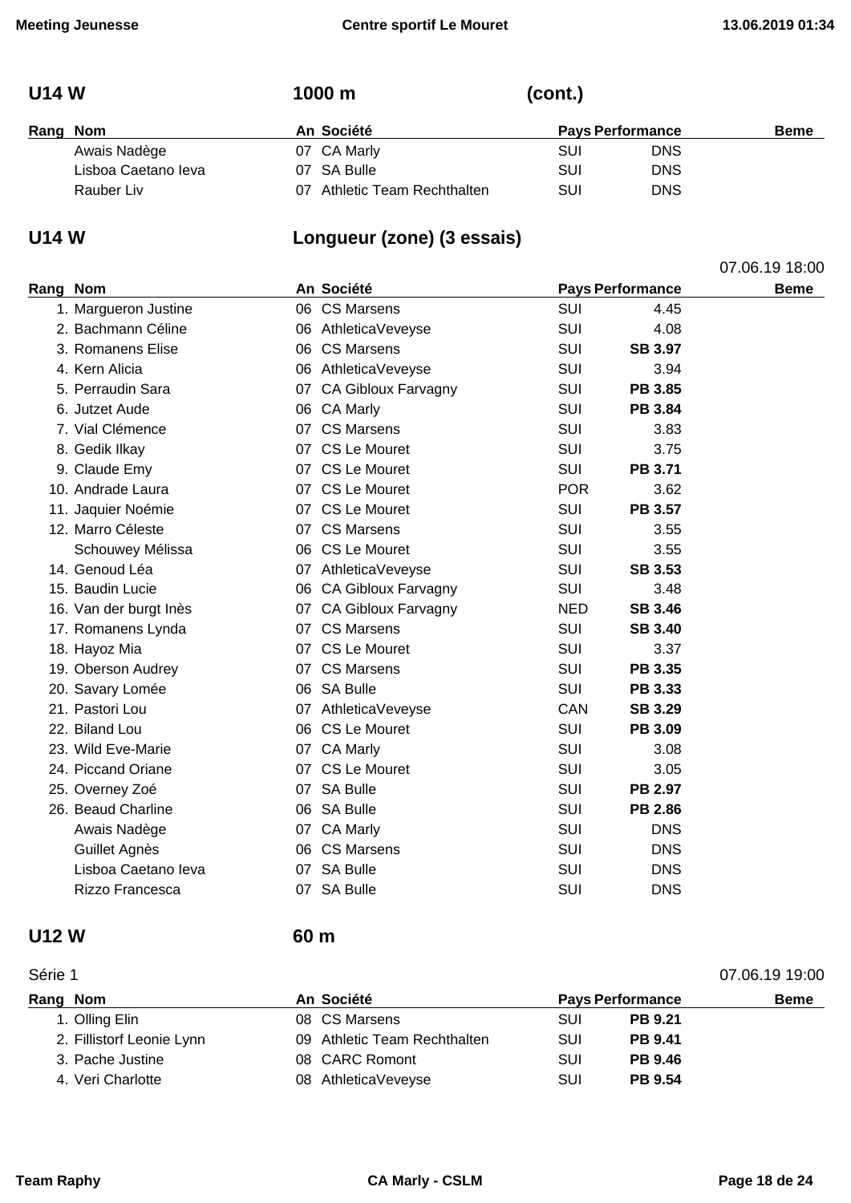## U14 W — 1000 m (cont.)

| Rang | Nom | An | Société | Pays | Performance | Beme |
|---|---|---|---|---|---|---|
| | Awais Nadège | 07 | CA Marly | SUI | DNS | |
| | Lisboa Caetano Ieva | 07 | SA Bulle | SUI | DNS | |
| | Rauber Liv | 07 | Athletic Team Rechthalten | SUI | DNS | |

## U14 W — Longueur (zone) (3 essais)

07.06.19 18:00

| Rang | Nom | An | Société | Pays | Performance | Beme |
|---|---|---|---|---|---|---|
| 1. | Marguerон Justine | 06 | CS Marsens | SUI | 4.45 | |
| 2. | Bachmann Céline | 06 | AthleticaVeveyse | SUI | 4.08 | |
| 3. | Romanens Elise | 06 | CS Marsens | SUI | **SB 3.97** | |
| 4. | Kern Alicia | 06 | AthleticaVeveyse | SUI | 3.94 | |
| 5. | Perraudin Sara | 07 | CA Gibloux Farvagny | SUI | **PB 3.85** | |
| 6. | Jutzet Aude | 06 | CA Marly | SUI | **PB 3.84** | |
| 7. | Vial Clémence | 07 | CS Marsens | SUI | 3.83 | |
| 8. | Gedik Ilkay | 07 | CS Le Mouret | SUI | 3.75 | |
| 9. | Claude Emy | 07 | CS Le Mouret | SUI | **PB 3.71** | |
| 10. | Andrade Laura | 07 | CS Le Mouret | POR | 3.62 | |
| 11. | Jaquier Noémie | 07 | CS Le Mouret | SUI | **PB 3.57** | |
| 12. | Marro Céleste | 07 | CS Marsens | SUI | 3.55 | |
| | Schouwey Mélissa | 06 | CS Le Mouret | SUI | 3.55 | |
| 14. | Genoud Léa | 07 | AthleticaVeveyse | SUI | **SB 3.53** | |
| 15. | Baudin Lucie | 06 | CA Gibloux Farvagny | SUI | 3.48 | |
| 16. | Van der burgt Inès | 07 | CA Gibloux Farvagny | NED | **SB 3.46** | |
| 17. | Romanens Lynda | 07 | CS Marsens | SUI | **SB 3.40** | |
| 18. | Hayoz Mia | 07 | CS Le Mouret | SUI | 3.37 | |
| 19. | Oberson Audrey | 07 | CS Marsens | SUI | **PB 3.35** | |
| 20. | Savary Lomée | 06 | SA Bulle | SUI | **PB 3.33** | |
| 21. | Pastori Lou | 07 | AthleticaVeveyse | CAN | **SB 3.29** | |
| 22. | Biland Lou | 06 | CS Le Mouret | SUI | **PB 3.09** | |
| 23. | Wild Eve-Marie | 07 | CA Marly | SUI | 3.08 | |
| 24. | Piccand Oriane | 07 | CS Le Mouret | SUI | 3.05 | |
| 25. | Overney Zoé | 07 | SA Bulle | SUI | **PB 2.97** | |
| 26. | Beaud Charline | 06 | SA Bulle | SUI | **PB 2.86** | |
| | Awais Nadège | 07 | CA Marly | SUI | DNS | |
| | Guillet Agnès | 06 | CS Marsens | SUI | DNS | |
| | Lisboa Caetano Ieva | 07 | SA Bulle | SUI | DNS | |
| | Rizzo Francesca | 07 | SA Bulle | SUI | DNS | |

## U12 W — 60 m

Série 1 — 07.06.19 19:00

| Rang | Nom | An | Société | Pays | Performance | Beme |
|---|---|---|---|---|---|---|
| 1. | Olling Elin | 08 | CS Marsens | SUI | **PB 9.21** | |
| 2. | Fillistorf Leonie Lynn | 09 | Athletic Team Rechthalten | SUI | **PB 9.41** | |
| 3. | Pache Justine | 08 | CARC Romont | SUI | **PB 9.46** | |
| 4. | Veri Charlotte | 08 | AthleticaVeveyse | SUI | **PB 9.54** | |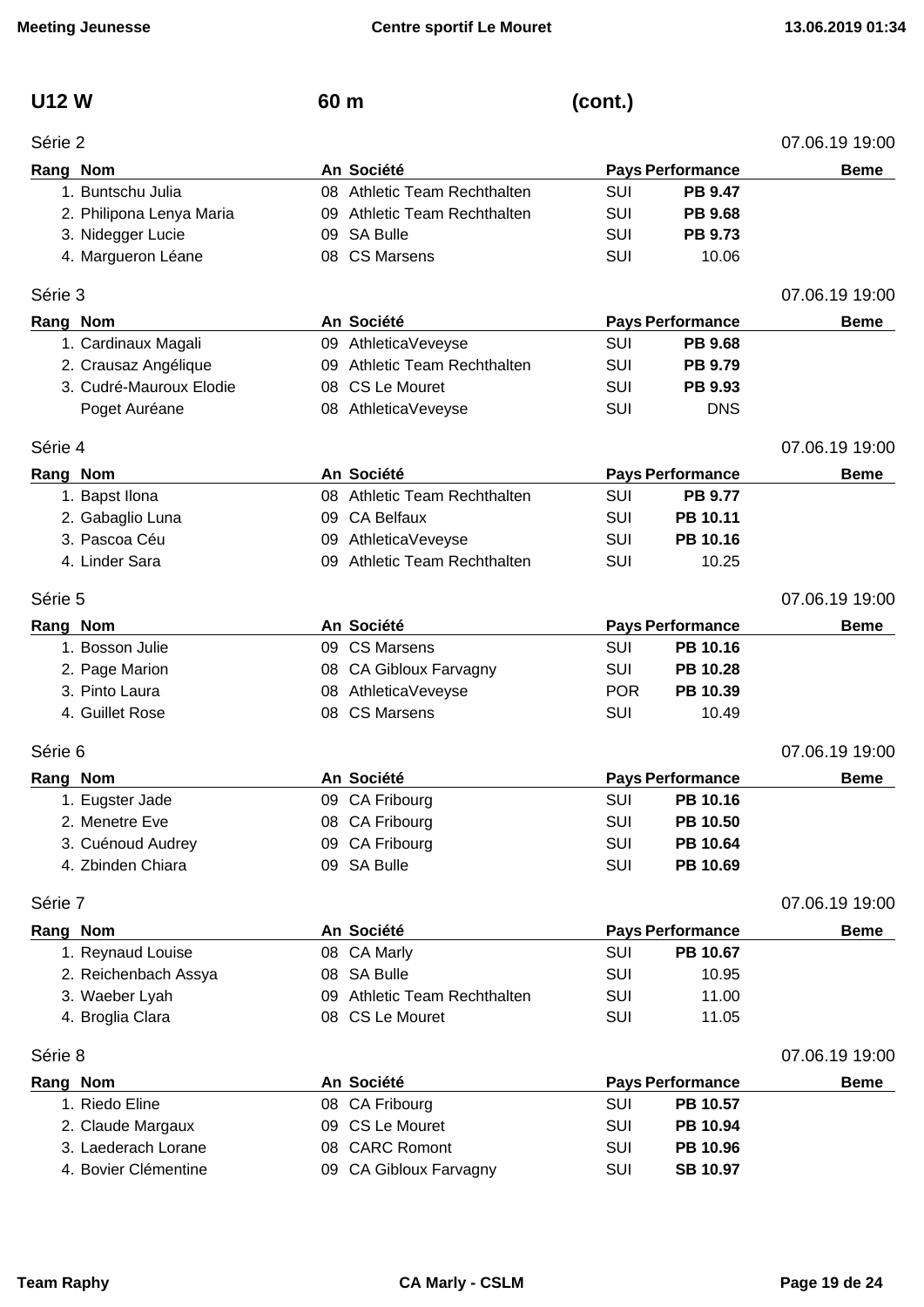## U12 W — 60 m (cont.)

### Série 2 — 07.06.19 19:00

| Rang | Nom | An | Société | Pays | Performance | Beme |
|---|---|---|---|---|---|---|
| 1. | Buntschu Julia | 08 | Athletic Team Rechthalten | SUI | **PB 9.47** | |
| 2. | Philipona Lenya Maria | 09 | Athletic Team Rechthalten | SUI | **PB 9.68** | |
| 3. | Nidegger Lucie | 09 | SA Bulle | SUI | **PB 9.73** | |
| 4. | Margueron Léane | 08 | CS Marsens | SUI | 10.06 | |

### Série 3 — 07.06.19 19:00

| Rang | Nom | An | Société | Pays | Performance | Beme |
|---|---|---|---|---|---|---|
| 1. | Cardinaux Magali | 09 | AthleticaVeveyse | SUI | **PB 9.68** | |
| 2. | Crausaz Angélique | 09 | Athletic Team Rechthalten | SUI | **PB 9.79** | |
| 3. | Cudré-Mauroux Elodie | 08 | CS Le Mouret | SUI | **PB 9.93** | |
| | Poget Auréane | 08 | AthleticaVeveyse | SUI | DNS | |

### Série 4 — 07.06.19 19:00

| Rang | Nom | An | Société | Pays | Performance | Beme |
|---|---|---|---|---|---|---|
| 1. | Bapst Ilona | 08 | Athletic Team Rechthalten | SUI | **PB 9.77** | |
| 2. | Gabaglio Luna | 09 | CA Belfaux | SUI | **PB 10.11** | |
| 3. | Pascoa Céu | 09 | AthleticaVeveyse | SUI | **PB 10.16** | |
| 4. | Linder Sara | 09 | Athletic Team Rechthalten | SUI | 10.25 | |

### Série 5 — 07.06.19 19:00

| Rang | Nom | An | Société | Pays | Performance | Beme |
|---|---|---|---|---|---|---|
| 1. | Bosson Julie | 09 | CS Marsens | SUI | **PB 10.16** | |
| 2. | Page Marion | 08 | CA Gibloux Farvagny | SUI | **PB 10.28** | |
| 3. | Pinto Laura | 08 | AthleticaVeveyse | POR | **PB 10.39** | |
| 4. | Guillet Rose | 08 | CS Marsens | SUI | 10.49 | |

### Série 6 — 07.06.19 19:00

| Rang | Nom | An | Société | Pays | Performance | Beme |
|---|---|---|---|---|---|---|
| 1. | Eugster Jade | 09 | CA Fribourg | SUI | **PB 10.16** | |
| 2. | Menetre Eve | 08 | CA Fribourg | SUI | **PB 10.50** | |
| 3. | Cuénoud Audrey | 09 | CA Fribourg | SUI | **PB 10.64** | |
| 4. | Zbinden Chiara | 09 | SA Bulle | SUI | **PB 10.69** | |

### Série 7 — 07.06.19 19:00

| Rang | Nom | An | Société | Pays | Performance | Beme |
|---|---|---|---|---|---|---|
| 1. | Reynaud Louise | 08 | CA Marly | SUI | **PB 10.67** | |
| 2. | Reichenbach Assya | 08 | SA Bulle | SUI | 10.95 | |
| 3. | Waeber Lyah | 09 | Athletic Team Rechthalten | SUI | 11.00 | |
| 4. | Broglia Clara | 08 | CS Le Mouret | SUI | 11.05 | |

### Série 8 — 07.06.19 19:00

| Rang | Nom | An | Société | Pays | Performance | Beme |
|---|---|---|---|---|---|---|
| 1. | Riedo Eline | 08 | CA Fribourg | SUI | **PB 10.57** | |
| 2. | Claude Margaux | 09 | CS Le Mouret | SUI | **PB 10.94** | |
| 3. | Laederach Lorane | 08 | CARC Romont | SUI | **PB 10.96** | |
| 4. | Bovier Clémentine | 09 | CA Gibloux Farvagny | SUI | **SB 10.97** | |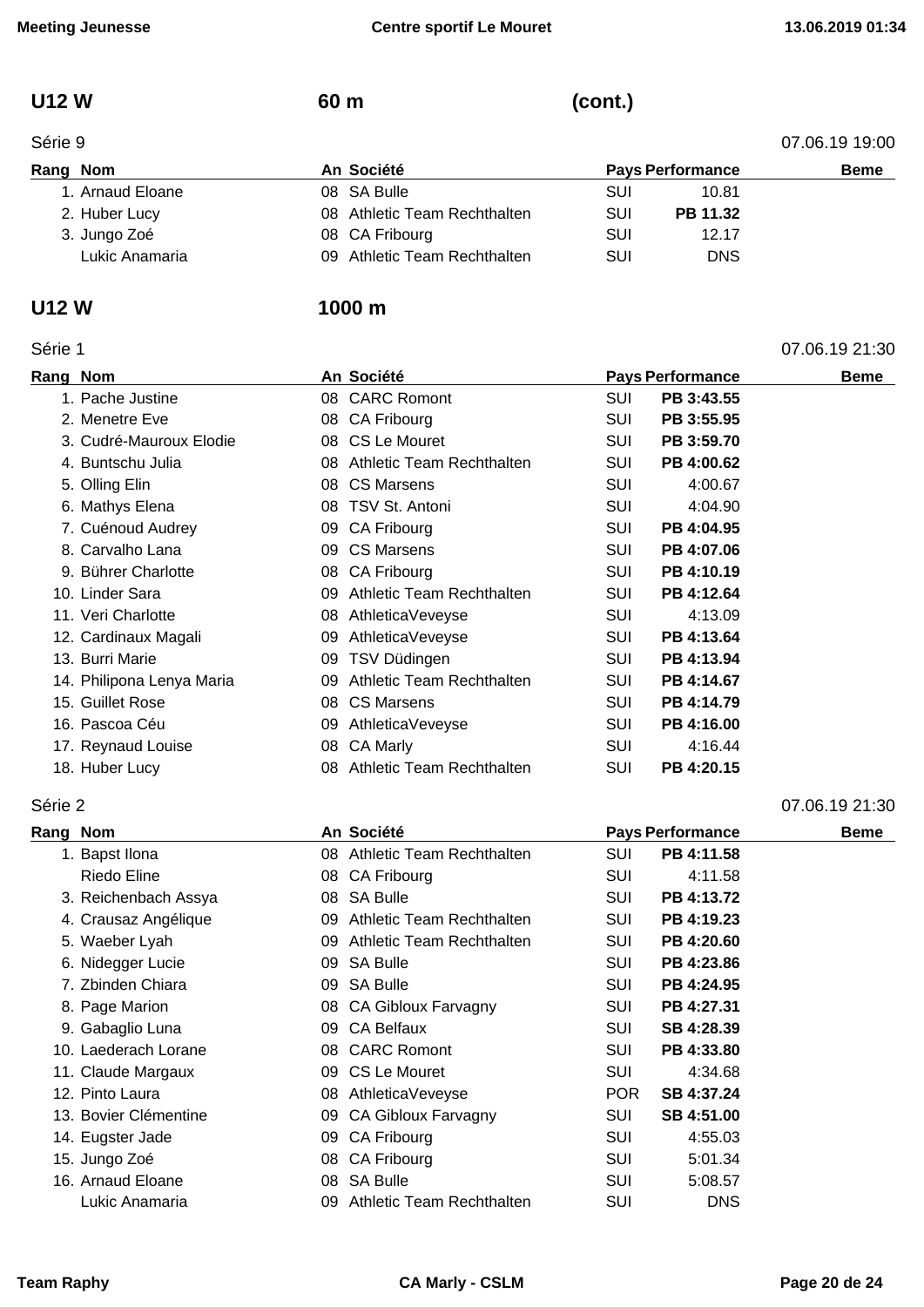## U12 W 60 m (cont.)

Série 9 — 07.06.19 19:00

| Rang | Nom | An | Société | Pays | Performance | Beme |
|---|---|---|---|---|---|---|
| 1. | Arnaud Eloane | 08 | SA Bulle | SUI | 10.81 | |
| 2. | Huber Lucy | 08 | Athletic Team Rechthalten | SUI | **PB 11.32** | |
| 3. | Jungo Zoé | 08 | CA Fribourg | SUI | 12.17 | |
| | Lukic Anamaria | 09 | Athletic Team Rechthalten | SUI | DNS | |

## U12 W 1000 m

Série 1 — 07.06.19 21:30

| Rang | Nom | An | Société | Pays | Performance | Beme |
|---|---|---|---|---|---|---|
| 1. | Pache Justine | 08 | CARC Romont | SUI | **PB 3:43.55** | |
| 2. | Menetre Eve | 08 | CA Fribourg | SUI | **PB 3:55.95** | |
| 3. | Cudré-Mauroux Elodie | 08 | CS Le Mouret | SUI | **PB 3:59.70** | |
| 4. | Buntschu Julia | 08 | Athletic Team Rechthalten | SUI | **PB 4:00.62** | |
| 5. | Olling Elin | 08 | CS Marsens | SUI | 4:00.67 | |
| 6. | Mathys Elena | 08 | TSV St. Antoni | SUI | 4:04.90 | |
| 7. | Cuénoud Audrey | 09 | CA Fribourg | SUI | **PB 4:04.95** | |
| 8. | Carvalho Lana | 09 | CS Marsens | SUI | **PB 4:07.06** | |
| 9. | Bührer Charlotte | 08 | CA Fribourg | SUI | **PB 4:10.19** | |
| 10. | Linder Sara | 09 | Athletic Team Rechthalten | SUI | **PB 4:12.64** | |
| 11. | Veri Charlotte | 08 | AthleticaVeveyse | SUI | 4:13.09 | |
| 12. | Cardinaux Magali | 09 | AthleticaVeveyse | SUI | **PB 4:13.64** | |
| 13. | Burri Marie | 09 | TSV Düdingen | SUI | **PB 4:13.94** | |
| 14. | Philipona Lenya Maria | 09 | Athletic Team Rechthalten | SUI | **PB 4:14.67** | |
| 15. | Guillet Rose | 08 | CS Marsens | SUI | **PB 4:14.79** | |
| 16. | Pascoa Céu | 09 | AthleticaVeveyse | SUI | **PB 4:16.00** | |
| 17. | Reynaud Louise | 08 | CA Marly | SUI | 4:16.44 | |
| 18. | Huber Lucy | 08 | Athletic Team Rechthalten | SUI | **PB 4:20.15** | |

Série 2 — 07.06.19 21:30

| Rang | Nom | An | Société | Pays | Performance | Beme |
|---|---|---|---|---|---|---|
| 1. | Bapst Ilona | 08 | Athletic Team Rechthalten | SUI | **PB 4:11.58** | |
| | Riedo Eline | 08 | CA Fribourg | SUI | 4:11.58 | |
| 3. | Reichenbach Assya | 08 | SA Bulle | SUI | **PB 4:13.72** | |
| 4. | Crausaz Angélique | 09 | Athletic Team Rechthalten | SUI | **PB 4:19.23** | |
| 5. | Waeber Lyah | 09 | Athletic Team Rechthalten | SUI | **PB 4:20.60** | |
| 6. | Nidegger Lucie | 09 | SA Bulle | SUI | **PB 4:23.86** | |
| 7. | Zbinden Chiara | 09 | SA Bulle | SUI | **PB 4:24.95** | |
| 8. | Page Marion | 08 | CA Gibloux Farvagny | SUI | **PB 4:27.31** | |
| 9. | Gabaglio Luna | 09 | CA Belfaux | SUI | **SB 4:28.39** | |
| 10. | Laederach Lorane | 08 | CARC Romont | SUI | **PB 4:33.80** | |
| 11. | Claude Margaux | 09 | CS Le Mouret | SUI | 4:34.68 | |
| 12. | Pinto Laura | 08 | AthleticaVeveyse | POR | **SB 4:37.24** | |
| 13. | Bovier Clémentine | 09 | CA Gibloux Farvagny | SUI | **SB 4:51.00** | |
| 14. | Eugster Jade | 09 | CA Fribourg | SUI | 4:55.03 | |
| 15. | Jungo Zoé | 08 | CA Fribourg | SUI | 5:01.34 | |
| 16. | Arnaud Eloane | 08 | SA Bulle | SUI | 5:08.57 | |
| | Lukic Anamaria | 09 | Athletic Team Rechthalten | SUI | DNS | |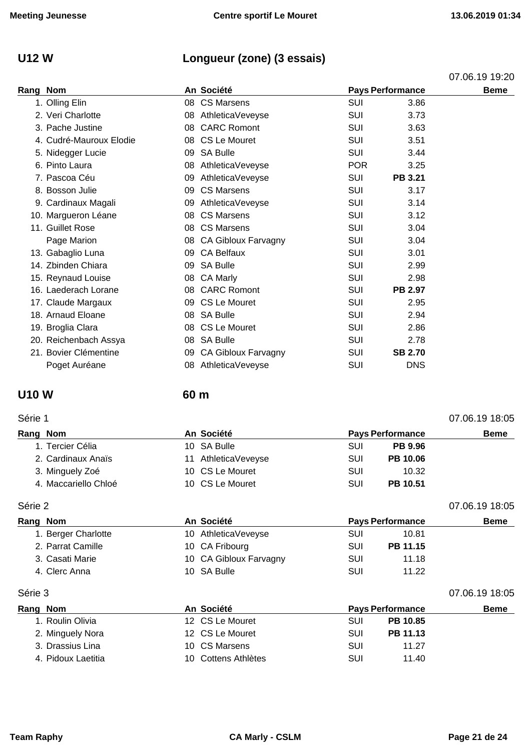## U12 W — Longueur (zone) (3 essais)

07.06.19 19:20

| Rang | Nom | An | Société | Pays | Performance | Beme |
|---|---|---|---|---|---|---|
| 1. | Olling Elin | 08 | CS Marsens | SUI | 3.86 | |
| 2. | Veri Charlotte | 08 | AthleticaVeveyse | SUI | 3.73 | |
| 3. | Pache Justine | 08 | CARC Romont | SUI | 3.63 | |
| 4. | Cudré-Mauroux Elodie | 08 | CS Le Mouret | SUI | 3.51 | |
| 5. | Nidegger Lucie | 09 | SA Bulle | SUI | 3.44 | |
| 6. | Pinto Laura | 08 | AthleticaVeveyse | POR | 3.25 | |
| 7. | Pascoa Céu | 09 | AthleticaVeveyse | SUI | **PB 3.21** | |
| 8. | Bosson Julie | 09 | CS Marsens | SUI | 3.17 | |
| 9. | Cardinaux Magali | 09 | AthleticaVeveyse | SUI | 3.14 | |
| 10. | Margueron Léane | 08 | CS Marsens | SUI | 3.12 | |
| 11. | Guillet Rose | 08 | CS Marsens | SUI | 3.04 | |
| | Page Marion | 08 | CA Gibloux Farvagny | SUI | 3.04 | |
| 13. | Gabaglio Luna | 09 | CA Belfaux | SUI | 3.01 | |
| 14. | Zbinden Chiara | 09 | SA Bulle | SUI | 2.99 | |
| 15. | Reynaud Louise | 08 | CA Marly | SUI | 2.98 | |
| 16. | Laederach Lorane | 08 | CARC Romont | SUI | **PB 2.97** | |
| 17. | Claude Margaux | 09 | CS Le Mouret | SUI | 2.95 | |
| 18. | Arnaud Eloane | 08 | SA Bulle | SUI | 2.94 | |
| 19. | Broglia Clara | 08 | CS Le Mouret | SUI | 2.86 | |
| 20. | Reichenbach Assya | 08 | SA Bulle | SUI | 2.78 | |
| 21. | Bovier Clémentine | 09 | CA Gibloux Farvagny | SUI | **SB 2.70** | |
| | Poget Auréane | 08 | AthleticaVeveyse | SUI | DNS | |

## U10 W — 60 m

Série 1 — 07.06.19 18:05

| Rang | Nom | An | Société | Pays | Performance | Beme |
|---|---|---|---|---|---|---|
| 1. | Tercier Célia | 10 | SA Bulle | SUI | **PB 9.96** | |
| 2. | Cardinaux Anaïs | 11 | AthleticaVeveyse | SUI | **PB 10.06** | |
| 3. | Minguely Zoé | 10 | CS Le Mouret | SUI | 10.32 | |
| 4. | Maccariello Chloé | 10 | CS Le Mouret | SUI | **PB 10.51** | |

Série 2 — 07.06.19 18:05

| Rang | Nom | An | Société | Pays | Performance | Beme |
|---|---|---|---|---|---|---|
| 1. | Berger Charlotte | 10 | AthleticaVeveyse | SUI | 10.81 | |
| 2. | Parrat Camille | 10 | CA Fribourg | SUI | **PB 11.15** | |
| 3. | Casati Marie | 10 | CA Gibloux Farvagny | SUI | 11.18 | |
| 4. | Clerc Anna | 10 | SA Bulle | SUI | 11.22 | |

Série 3 — 07.06.19 18:05

| Rang | Nom | An | Société | Pays | Performance | Beme |
|---|---|---|---|---|---|---|
| 1. | Roulin Olivia | 12 | CS Le Mouret | SUI | **PB 10.85** | |
| 2. | Minguely Nora | 12 | CS Le Mouret | SUI | **PB 11.13** | |
| 3. | Drassius Lina | 10 | CS Marsens | SUI | 11.27 | |
| 4. | Pidoux Laetitia | 10 | Cottens Athlètes | SUI | 11.40 | |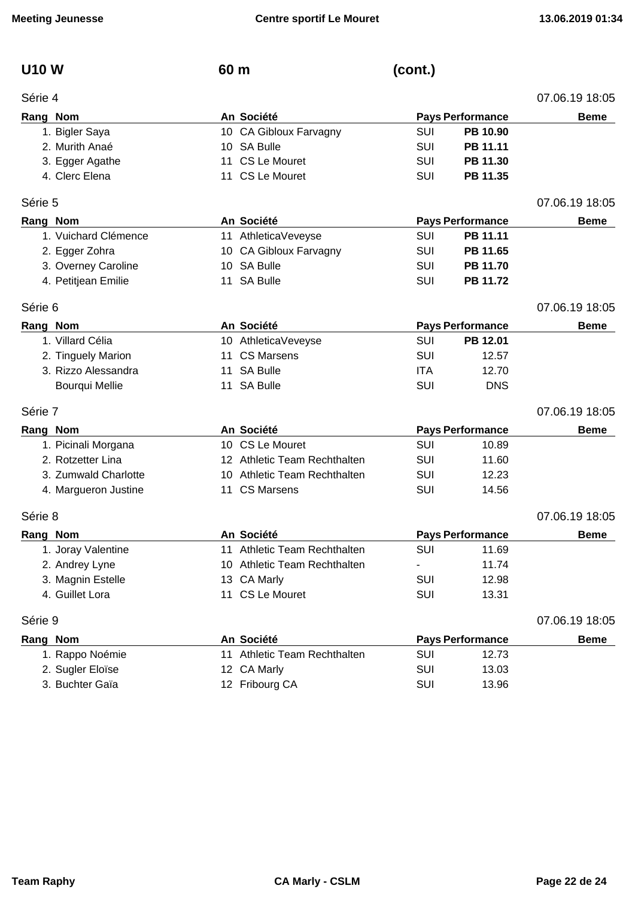## U10 W 60 m (cont.)

### Série 4

07.06.19 18:05

| Rang | Nom | An | Société | Pays | Performance | Beme |
|---|---|---|---|---|---|---|
| 1. | Bigler Saya | 10 | CA Gibloux Farvagny | SUI | **PB 10.90** | |
| 2. | Murith Anaé | 10 | SA Bulle | SUI | **PB 11.11** | |
| 3. | Egger Agathe | 11 | CS Le Mouret | SUI | **PB 11.30** | |
| 4. | Clerc Elena | 11 | CS Le Mouret | SUI | **PB 11.35** | |

### Série 5

07.06.19 18:05

| Rang | Nom | An | Société | Pays | Performance | Beme |
|---|---|---|---|---|---|---|
| 1. | Vuichard Clémence | 11 | AthleticaVeveyse | SUI | **PB 11.11** | |
| 2. | Egger Zohra | 10 | CA Gibloux Farvagny | SUI | **PB 11.65** | |
| 3. | Overney Caroline | 10 | SA Bulle | SUI | **PB 11.70** | |
| 4. | Petitjean Emilie | 11 | SA Bulle | SUI | **PB 11.72** | |

### Série 6

07.06.19 18:05

| Rang | Nom | An | Société | Pays | Performance | Beme |
|---|---|---|---|---|---|---|
| 1. | Villard Célia | 10 | AthleticaVeveyse | SUI | **PB 12.01** | |
| 2. | Tinguely Marion | 11 | CS Marsens | SUI | 12.57 | |
| 3. | Rizzo Alessandra | 11 | SA Bulle | ITA | 12.70 | |
| | Bourqui Mellie | 11 | SA Bulle | SUI | DNS | |

### Série 7

07.06.19 18:05

| Rang | Nom | An | Société | Pays | Performance | Beme |
|---|---|---|---|---|---|---|
| 1. | Picinali Morgana | 10 | CS Le Mouret | SUI | 10.89 | |
| 2. | Rotzetter Lina | 12 | Athletic Team Rechthalten | SUI | 11.60 | |
| 3. | Zumwald Charlotte | 10 | Athletic Team Rechthalten | SUI | 12.23 | |
| 4. | Margueron Justine | 11 | CS Marsens | SUI | 14.56 | |

### Série 8

07.06.19 18:05

| Rang | Nom | An | Société | Pays | Performance | Beme |
|---|---|---|---|---|---|---|
| 1. | Joray Valentine | 11 | Athletic Team Rechthalten | SUI | 11.69 | |
| 2. | Andrey Lyne | 10 | Athletic Team Rechthalten | - | 11.74 | |
| 3. | Magnin Estelle | 13 | CA Marly | SUI | 12.98 | |
| 4. | Guillet Lora | 11 | CS Le Mouret | SUI | 13.31 | |

### Série 9

07.06.19 18:05

| Rang | Nom | An | Société | Pays | Performance | Beme |
|---|---|---|---|---|---|---|
| 1. | Rappo Noémie | 11 | Athletic Team Rechthalten | SUI | 12.73 | |
| 2. | Sugler Eloïse | 12 | CA Marly | SUI | 13.03 | |
| 3. | Buchter Gaïa | 12 | Fribourg CA | SUI | 13.96 | |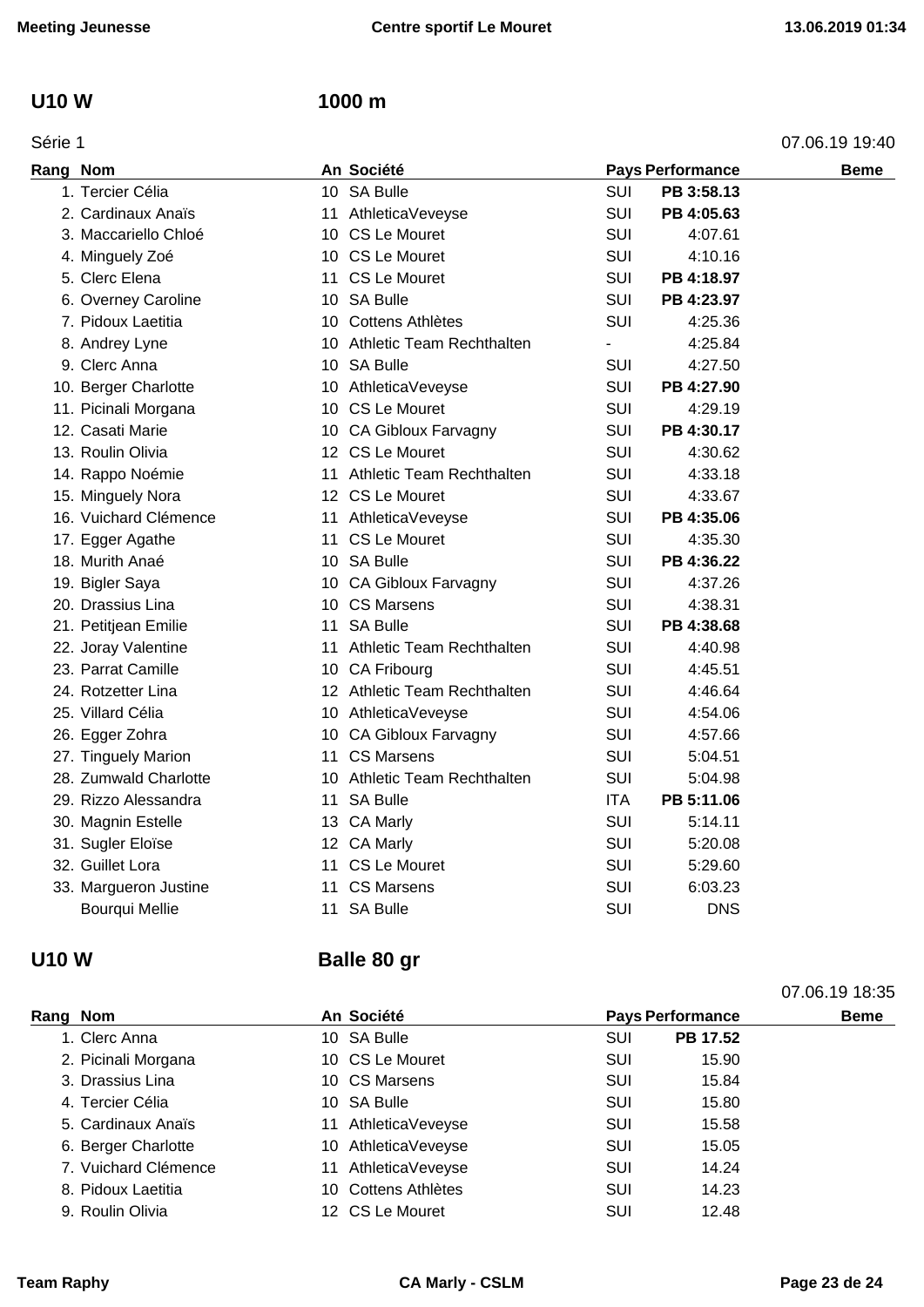## U10 W — 1000 m

Série 1 — 07.06.19 19:40

| Rang | Nom | An | Société | Pays | Performance | Beme |
|---|---|---|---|---|---|---|
| 1. | Tercier Célia | 10 | SA Bulle | SUI | **PB 3:58.13** | |
| 2. | Cardinaux Anaïs | 11 | AthleticaVeveyse | SUI | **PB 4:05.63** | |
| 3. | Maccariello Chloé | 10 | CS Le Mouret | SUI | 4:07.61 | |
| 4. | Minguely Zoé | 10 | CS Le Mouret | SUI | 4:10.16 | |
| 5. | Clerc Elena | 11 | CS Le Mouret | SUI | **PB 4:18.97** | |
| 6. | Overney Caroline | 10 | SA Bulle | SUI | **PB 4:23.97** | |
| 7. | Pidoux Laetitia | 10 | Cottens Athlètes | SUI | 4:25.36 | |
| 8. | Andrey Lyne | 10 | Athletic Team Rechthalten | - | 4:25.84 | |
| 9. | Clerc Anna | 10 | SA Bulle | SUI | 4:27.50 | |
| 10. | Berger Charlotte | 10 | AthleticaVeveyse | SUI | **PB 4:27.90** | |
| 11. | Picinali Morgana | 10 | CS Le Mouret | SUI | 4:29.19 | |
| 12. | Casati Marie | 10 | CA Gibloux Farvagny | SUI | **PB 4:30.17** | |
| 13. | Roulin Olivia | 12 | CS Le Mouret | SUI | 4:30.62 | |
| 14. | Rappo Noémie | 11 | Athletic Team Rechthalten | SUI | 4:33.18 | |
| 15. | Minguely Nora | 12 | CS Le Mouret | SUI | 4:33.67 | |
| 16. | Vuichard Clémence | 11 | AthleticaVeveyse | SUI | **PB 4:35.06** | |
| 17. | Egger Agathe | 11 | CS Le Mouret | SUI | 4:35.30 | |
| 18. | Murith Anaé | 10 | SA Bulle | SUI | **PB 4:36.22** | |
| 19. | Bigler Saya | 10 | CA Gibloux Farvagny | SUI | 4:37.26 | |
| 20. | Drassius Lina | 10 | CS Marsens | SUI | 4:38.31 | |
| 21. | Petitjean Emilie | 11 | SA Bulle | SUI | **PB 4:38.68** | |
| 22. | Joray Valentine | 11 | Athletic Team Rechthalten | SUI | 4:40.98 | |
| 23. | Parrat Camille | 10 | CA Fribourg | SUI | 4:45.51 | |
| 24. | Rotzetter Lina | 12 | Athletic Team Rechthalten | SUI | 4:46.64 | |
| 25. | Villard Célia | 10 | AthleticaVeveyse | SUI | 4:54.06 | |
| 26. | Egger Zohra | 10 | CA Gibloux Farvagny | SUI | 4:57.66 | |
| 27. | Tinguely Marion | 11 | CS Marsens | SUI | 5:04.51 | |
| 28. | Zumwald Charlotte | 10 | Athletic Team Rechthalten | SUI | 5:04.98 | |
| 29. | Rizzo Alessandra | 11 | SA Bulle | ITA | **PB 5:11.06** | |
| 30. | Magnin Estelle | 13 | CA Marly | SUI | 5:14.11 | |
| 31. | Sugler Eloïse | 12 | CA Marly | SUI | 5:20.08 | |
| 32. | Guillet Lora | 11 | CS Le Mouret | SUI | 5:29.60 | |
| 33. | Margueron Justine | 11 | CS Marsens | SUI | 6:03.23 | |
| | Bourqui Mellie | 11 | SA Bulle | SUI | DNS | |

## U10 W — Balle 80 gr

07.06.19 18:35

| Rang | Nom | An | Société | Pays | Performance | Beme |
|---|---|---|---|---|---|---|
| 1. | Clerc Anna | 10 | SA Bulle | SUI | **PB 17.52** | |
| 2. | Picinali Morgana | 10 | CS Le Mouret | SUI | 15.90 | |
| 3. | Drassius Lina | 10 | CS Marsens | SUI | 15.84 | |
| 4. | Tercier Célia | 10 | SA Bulle | SUI | 15.80 | |
| 5. | Cardinaux Anaïs | 11 | AthleticaVeveyse | SUI | 15.58 | |
| 6. | Berger Charlotte | 10 | AthleticaVeveyse | SUI | 15.05 | |
| 7. | Vuichard Clémence | 11 | AthleticaVeveyse | SUI | 14.24 | |
| 8. | Pidoux Laetitia | 10 | Cottens Athlètes | SUI | 14.23 | |
| 9. | Roulin Olivia | 12 | CS Le Mouret | SUI | 12.48 | |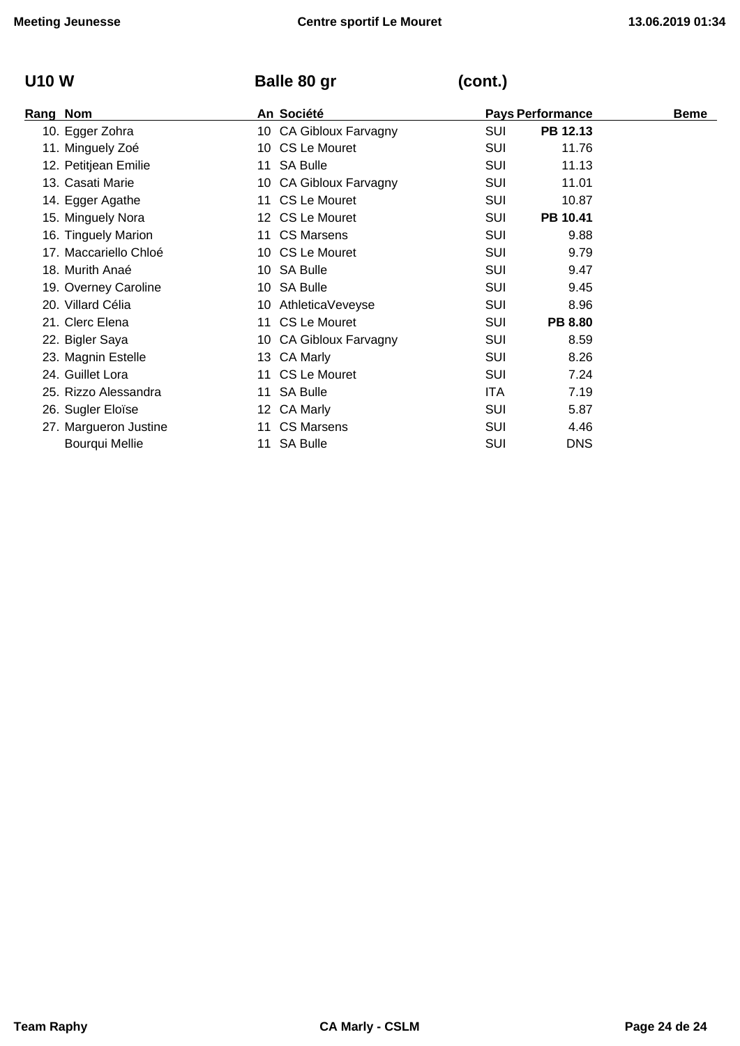## U10 W — Balle 80 gr (cont.)

| Rang | Nom | An | Société | Pays | Performance | Beme |
|---|---|---|---|---|---|---|
| 10. | Egger Zohra | 10 | CA Gibloux Farvagny | SUI | **PB 12.13** | |
| 11. | Minguely Zoé | 10 | CS Le Mouret | SUI | 11.76 | |
| 12. | Petitjean Emilie | 11 | SA Bulle | SUI | 11.13 | |
| 13. | Casati Marie | 10 | CA Gibloux Farvagny | SUI | 11.01 | |
| 14. | Egger Agathe | 11 | CS Le Mouret | SUI | 10.87 | |
| 15. | Minguely Nora | 12 | CS Le Mouret | SUI | **PB 10.41** | |
| 16. | Tinguely Marion | 11 | CS Marsens | SUI | 9.88 | |
| 17. | Maccariello Chloé | 10 | CS Le Mouret | SUI | 9.79 | |
| 18. | Murith Anaé | 10 | SA Bulle | SUI | 9.47 | |
| 19. | Overney Caroline | 10 | SA Bulle | SUI | 9.45 | |
| 20. | Villard Célia | 10 | AthleticaVeveyse | SUI | 8.96 | |
| 21. | Clerc Elena | 11 | CS Le Mouret | SUI | **PB 8.80** | |
| 22. | Bigler Saya | 10 | CA Gibloux Farvagny | SUI | 8.59 | |
| 23. | Magnin Estelle | 13 | CA Marly | SUI | 8.26 | |
| 24. | Guillet Lora | 11 | CS Le Mouret | SUI | 7.24 | |
| 25. | Rizzo Alessandra | 11 | SA Bulle | ITA | 7.19 | |
| 26. | Sugler Eloïse | 12 | CA Marly | SUI | 5.87 | |
| 27. | Margueron Justine | 11 | CS Marsens | SUI | 4.46 | |
| | Bourqui Mellie | 11 | SA Bulle | SUI | DNS | |